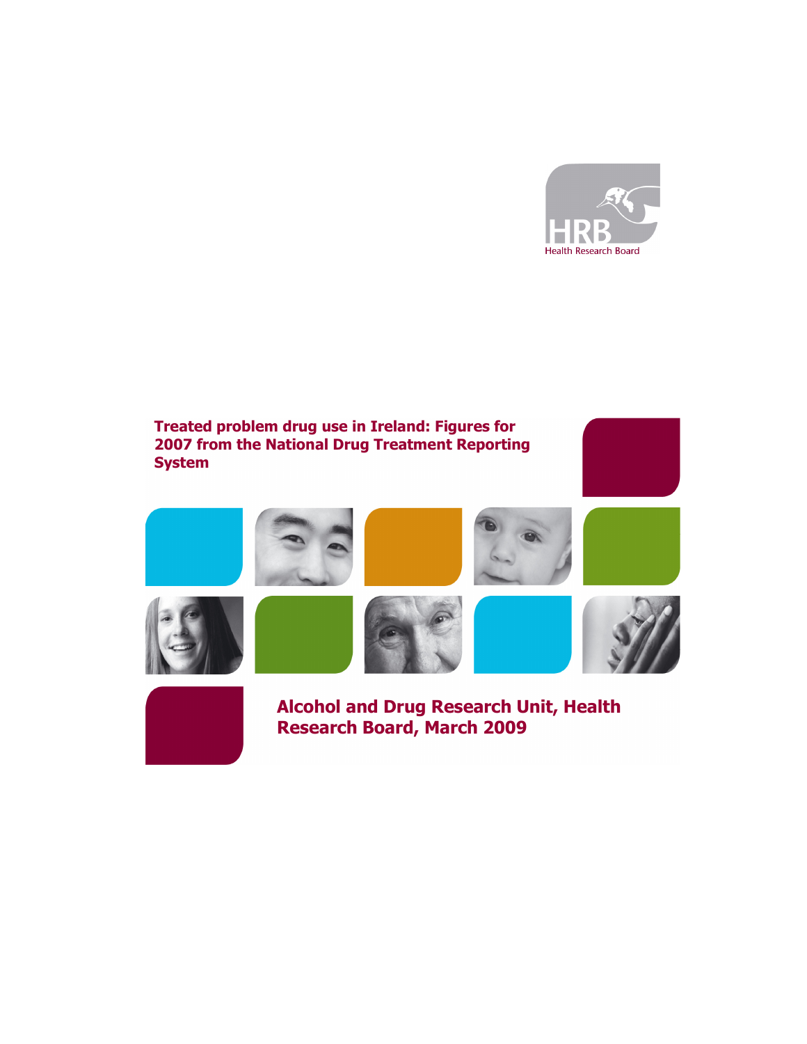HRB

Health Research Board

# Treated problem drug use in Ireland: Figures for 2007 from the National Drug Treatment Reporting System

## Alcohol and Drug Research Unit, Health Research Board, March 2009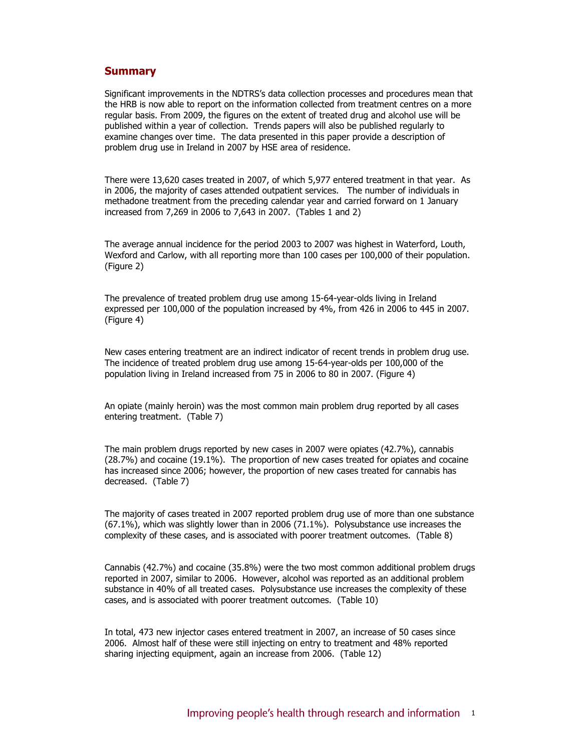## Summary

Significant improvements in the NDTRS's data collection processes and procedures mean that the HRB is now able to report on the information collected from treatment centres on a more regular basis. From 2009, the figures on the extent of treated drug and alcohol use will be published within a year of collection. Trends papers will also be published regularly to examine changes over time. The data presented in this paper provide a description of problem drug use in Ireland in 2007 by HSE area of residence.

There were 13,620 cases treated in 2007, of which 5,977 entered treatment in that year. As in 2006, the majority of cases attended outpatient services. The number of individuals in methadone treatment from the preceding calendar year and carried forward on 1 January increased from 7,269 in 2006 to 7,643 in 2007. (Tables 1 and 2)

The average annual incidence for the period 2003 to 2007 was highest in Waterford, Louth, Wexford and Carlow, with all reporting more than 100 cases per 100,000 of their population. (Figure 2)

The prevalence of treated problem drug use among 15-64-year-olds living in Ireland expressed per 100,000 of the population increased by 4%, from 426 in 2006 to 445 in 2007. (Figure 4)

New cases entering treatment are an indirect indicator of recent trends in problem drug use. The incidence of treated problem drug use among 15-64-year-olds per 100,000 of the population living in Ireland increased from 75 in 2006 to 80 in 2007. (Figure 4)

An opiate (mainly heroin) was the most common main problem drug reported by all cases entering treatment. (Table 7)

The main problem drugs reported by new cases in 2007 were opiates (42.7%), cannabis (28.7%) and cocaine (19.1%). The proportion of new cases treated for opiates and cocaine has increased since 2006; however, the proportion of new cases treated for cannabis has decreased. (Table 7)

The majority of cases treated in 2007 reported problem drug use of more than one substance (67.1%), which was slightly lower than in 2006 (71.1%). Polysubstance use increases the complexity of these cases, and is associated with poorer treatment outcomes. (Table 8)

Cannabis (42.7%) and cocaine (35.8%) were the two most common additional problem drugs reported in 2007, similar to 2006. However, alcohol was reported as an additional problem substance in 40% of all treated cases. Polysubstance use increases the complexity of these cases, and is associated with poorer treatment outcomes. (Table 10)

In total, 473 new injector cases entered treatment in 2007, an increase of 50 cases since 2006. Almost half of these were still injecting on entry to treatment and 48% reported sharing injecting equipment, again an increase from 2006. (Table 12)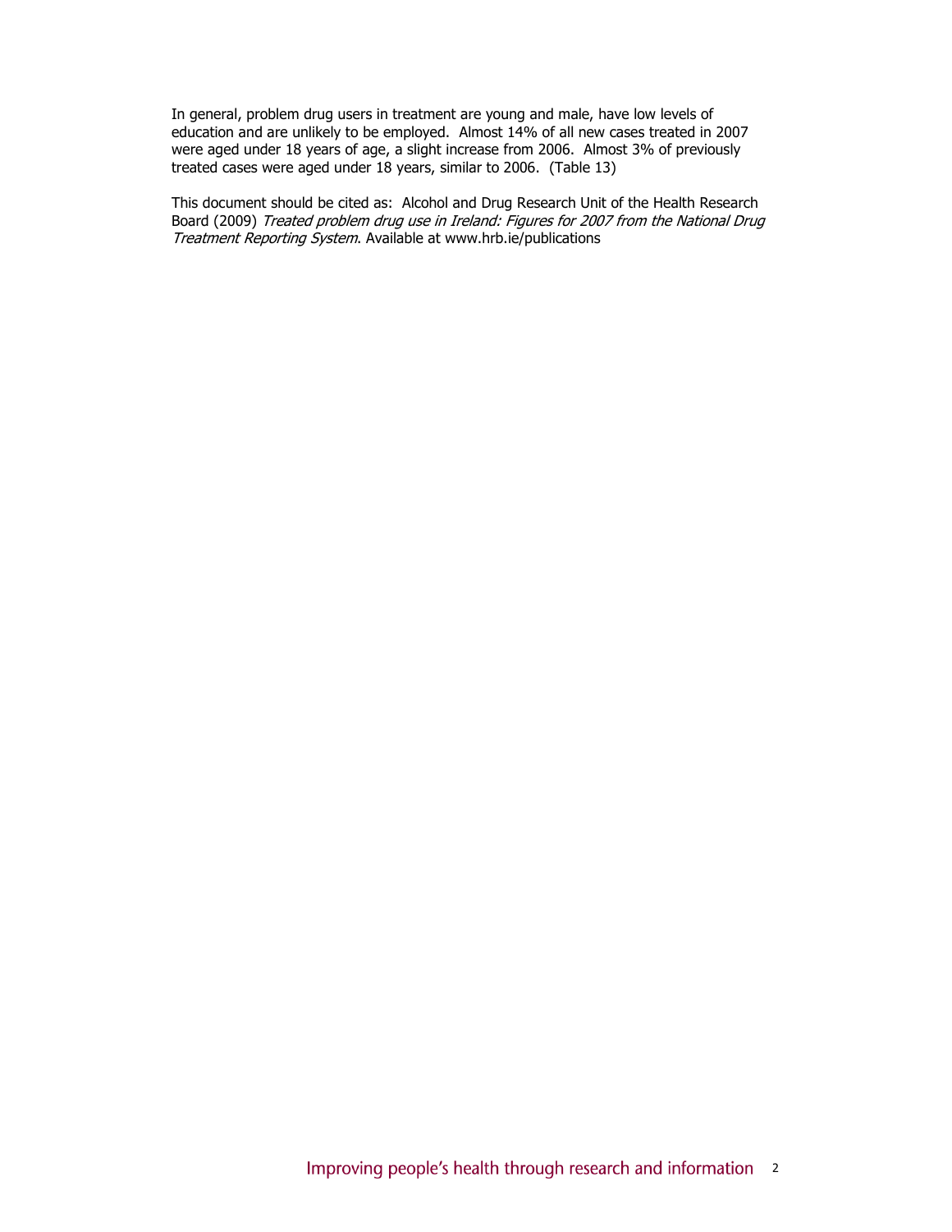In general, problem drug users in treatment are young and male, have low levels of education and are unlikely to be employed. Almost 14% of all new cases treated in 2007 were aged under 18 years of age, a slight increase from 2006. Almost 3% of previously treated cases were aged under 18 years, similar to 2006. (Table 13)

This document should be cited as: Alcohol and Drug Research Unit of the Health Research Board (2009) *Treated problem drug use in Ireland: Figures for 2007 from the National Drug Treatment Reporting System*. Available at www.hrb.ie/publications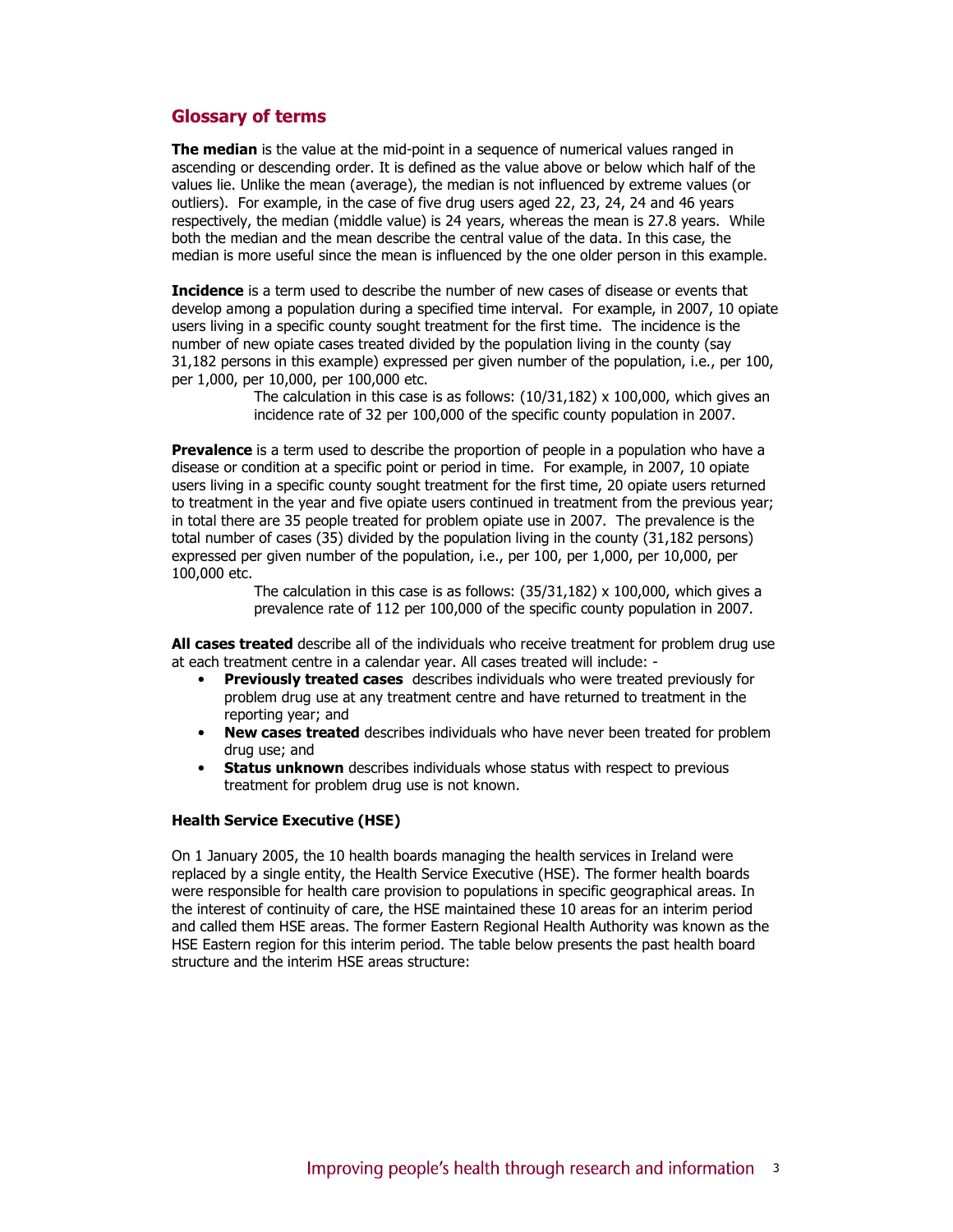## Glossary of terms

**The median** is the value at the mid-point in a sequence of numerical values ranged in ascending or descending order. It is defined as the value above or below which half of the values lie. Unlike the mean (average), the median is not influenced by extreme values (or outliers). For example, in the case of five drug users aged 22, 23, 24, 24 and 46 years respectively, the median (middle value) is 24 years, whereas the mean is 27.8 years. While both the median and the mean describe the central value of the data. In this case, the median is more useful since the mean is influenced by the one older person in this example.

**Incidence** is a term used to describe the number of new cases of disease or events that develop among a population during a specified time interval. For example, in 2007, 10 opiate users living in a specific county sought treatment for the first time. The incidence is the number of new opiate cases treated divided by the population living in the county (say 31,182 persons in this example) expressed per given number of the population, i.e., per 100, per 1,000, per 10,000, per 100,000 etc.

> The calculation in this case is as follows: (10/31,182) x 100,000, which gives an incidence rate of 32 per 100,000 of the specific county population in 2007.

**Prevalence** is a term used to describe the proportion of people in a population who have a disease or condition at a specific point or period in time. For example, in 2007, 10 opiate users living in a specific county sought treatment for the first time, 20 opiate users returned to treatment in the year and five opiate users continued in treatment from the previous year; in total there are 35 people treated for problem opiate use in 2007. The prevalence is the total number of cases (35) divided by the population living in the county (31,182 persons) expressed per given number of the population, i.e., per 100, per 1,000, per 10,000, per 100,000 etc.

> The calculation in this case is as follows: (35/31,182) x 100,000, which gives a prevalence rate of 112 per 100,000 of the specific county population in 2007.

**All cases treated** describe all of the individuals who receive treatment for problem drug use at each treatment centre in a calendar year. All cases treated will include: -

- **Previously treated cases** describes individuals who were treated previously for problem drug use at any treatment centre and have returned to treatment in the reporting year; and
- **New cases treated** describes individuals who have never been treated for problem drug use; and
- **Status unknown** describes individuals whose status with respect to previous treatment for problem drug use is not known.

**Health Service Executive (HSE)**

On 1 January 2005, the 10 health boards managing the health services in Ireland were replaced by a single entity, the Health Service Executive (HSE). The former health boards were responsible for health care provision to populations in specific geographical areas. In the interest of continuity of care, the HSE maintained these 10 areas for an interim period and called them HSE areas. The former Eastern Regional Health Authority was known as the HSE Eastern region for this interim period. The table below presents the past health board structure and the interim HSE areas structure: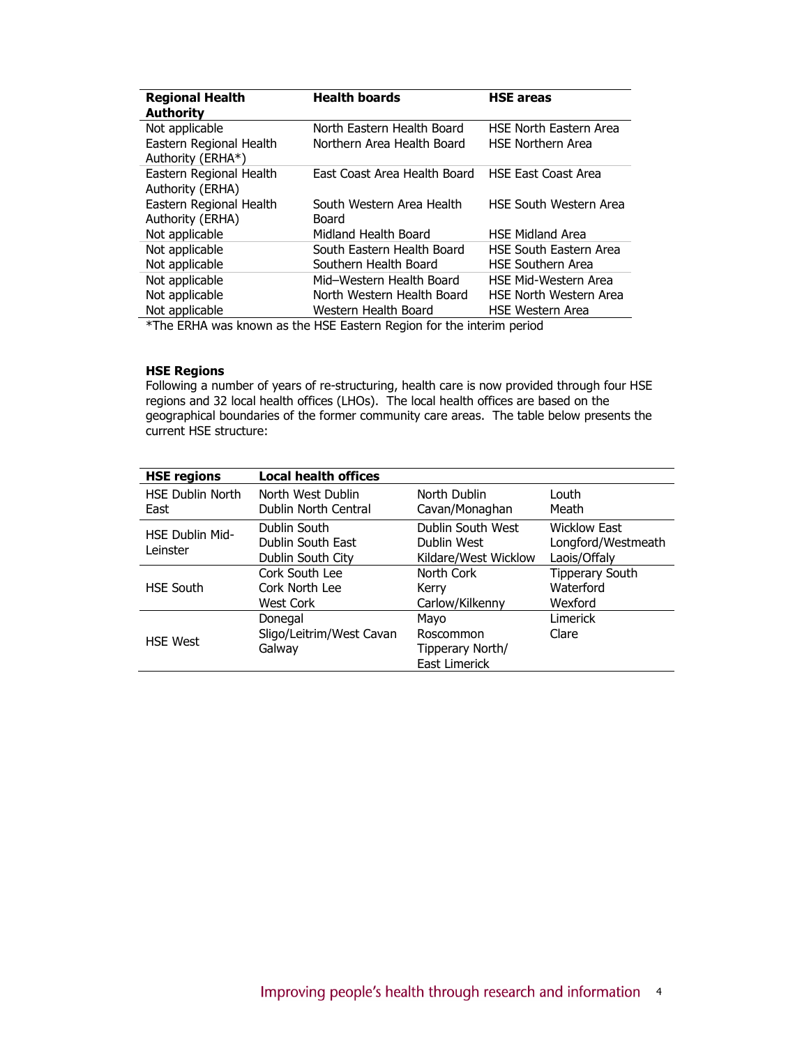| Regional Health Authority | Health boards | HSE areas |
|---|---|---|
| Not applicable | North Eastern Health Board | HSE North Eastern Area |
| Eastern Regional Health Authority (ERHA*) | Northern Area Health Board | HSE Northern Area |
| Eastern Regional Health Authority (ERHA) | East Coast Area Health Board | HSE East Coast Area |
| Eastern Regional Health Authority (ERHA) | South Western Area Health Board | HSE South Western Area |
| Not applicable | Midland Health Board | HSE Midland Area |
| Not applicable | South Eastern Health Board | HSE South Eastern Area |
| Not applicable | Southern Health Board | HSE Southern Area |
| Not applicable | Mid–Western Health Board | HSE Mid-Western Area |
| Not applicable | North Western Health Board | HSE North Western Area |
| Not applicable | Western Health Board | HSE Western Area |

*The ERHA was known as the HSE Eastern Region for the interim period

### HSE Regions

Following a number of years of re-structuring, health care is now provided through four HSE regions and 32 local health offices (LHOs). The local health offices are based on the geographical boundaries of the former community care areas. The table below presents the current HSE structure:

| HSE regions | Local health offices | | |
|---|---|---|---|
| HSE Dublin North East | North West Dublin<br>Dublin North Central | North Dublin<br>Cavan/Monaghan | Louth<br>Meath |
| HSE Dublin Mid-Leinster | Dublin South<br>Dublin South East<br>Dublin South City | Dublin South West<br>Dublin West<br>Kildare/West Wicklow | Wicklow East<br>Longford/Westmeath<br>Laois/Offaly |
| HSE South | Cork South Lee<br>Cork North Lee<br>West Cork | North Cork<br>Kerry<br>Carlow/Kilkenny | Tipperary South<br>Waterford<br>Wexford |
| HSE West | Donegal<br>Sligo/Leitrim/West Cavan<br>Galway | Mayo<br>Roscommon<br>Tipperary North/ East Limerick | Limerick<br>Clare |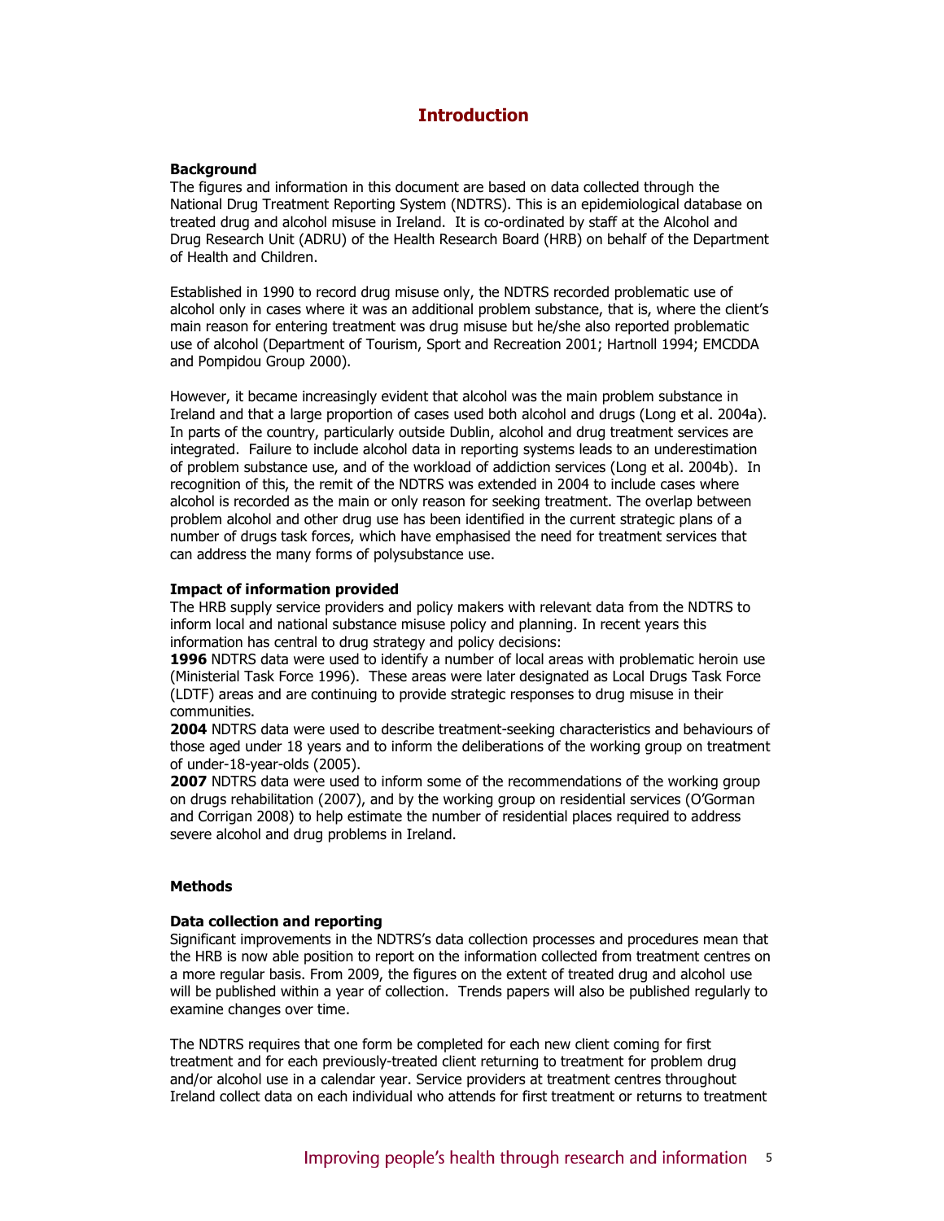# Introduction

**Background**

The figures and information in this document are based on data collected through the National Drug Treatment Reporting System (NDTRS). This is an epidemiological database on treated drug and alcohol misuse in Ireland. It is co-ordinated by staff at the Alcohol and Drug Research Unit (ADRU) of the Health Research Board (HRB) on behalf of the Department of Health and Children.

Established in 1990 to record drug misuse only, the NDTRS recorded problematic use of alcohol only in cases where it was an additional problem substance, that is, where the client's main reason for entering treatment was drug misuse but he/she also reported problematic use of alcohol (Department of Tourism, Sport and Recreation 2001; Hartnoll 1994; EMCDDA and Pompidou Group 2000).

However, it became increasingly evident that alcohol was the main problem substance in Ireland and that a large proportion of cases used both alcohol and drugs (Long et al. 2004a). In parts of the country, particularly outside Dublin, alcohol and drug treatment services are integrated. Failure to include alcohol data in reporting systems leads to an underestimation of problem substance use, and of the workload of addiction services (Long et al. 2004b). In recognition of this, the remit of the NDTRS was extended in 2004 to include cases where alcohol is recorded as the main or only reason for seeking treatment. The overlap between problem alcohol and other drug use has been identified in the current strategic plans of a number of drugs task forces, which have emphasised the need for treatment services that can address the many forms of polysubstance use.

**Impact of information provided**

The HRB supply service providers and policy makers with relevant data from the NDTRS to inform local and national substance misuse policy and planning. In recent years this information has central to drug strategy and policy decisions:

**1996** NDTRS data were used to identify a number of local areas with problematic heroin use (Ministerial Task Force 1996). These areas were later designated as Local Drugs Task Force (LDTF) areas and are continuing to provide strategic responses to drug misuse in their communities.

**2004** NDTRS data were used to describe treatment-seeking characteristics and behaviours of those aged under 18 years and to inform the deliberations of the working group on treatment of under-18-year-olds (2005).

**2007** NDTRS data were used to inform some of the recommendations of the working group on drugs rehabilitation (2007), and by the working group on residential services (O'Gorman and Corrigan 2008) to help estimate the number of residential places required to address severe alcohol and drug problems in Ireland.

**Methods**

**Data collection and reporting**

Significant improvements in the NDTRS's data collection processes and procedures mean that the HRB is now able position to report on the information collected from treatment centres on a more regular basis. From 2009, the figures on the extent of treated drug and alcohol use will be published within a year of collection. Trends papers will also be published regularly to examine changes over time.

The NDTRS requires that one form be completed for each new client coming for first treatment and for each previously-treated client returning to treatment for problem drug and/or alcohol use in a calendar year. Service providers at treatment centres throughout Ireland collect data on each individual who attends for first treatment or returns to treatment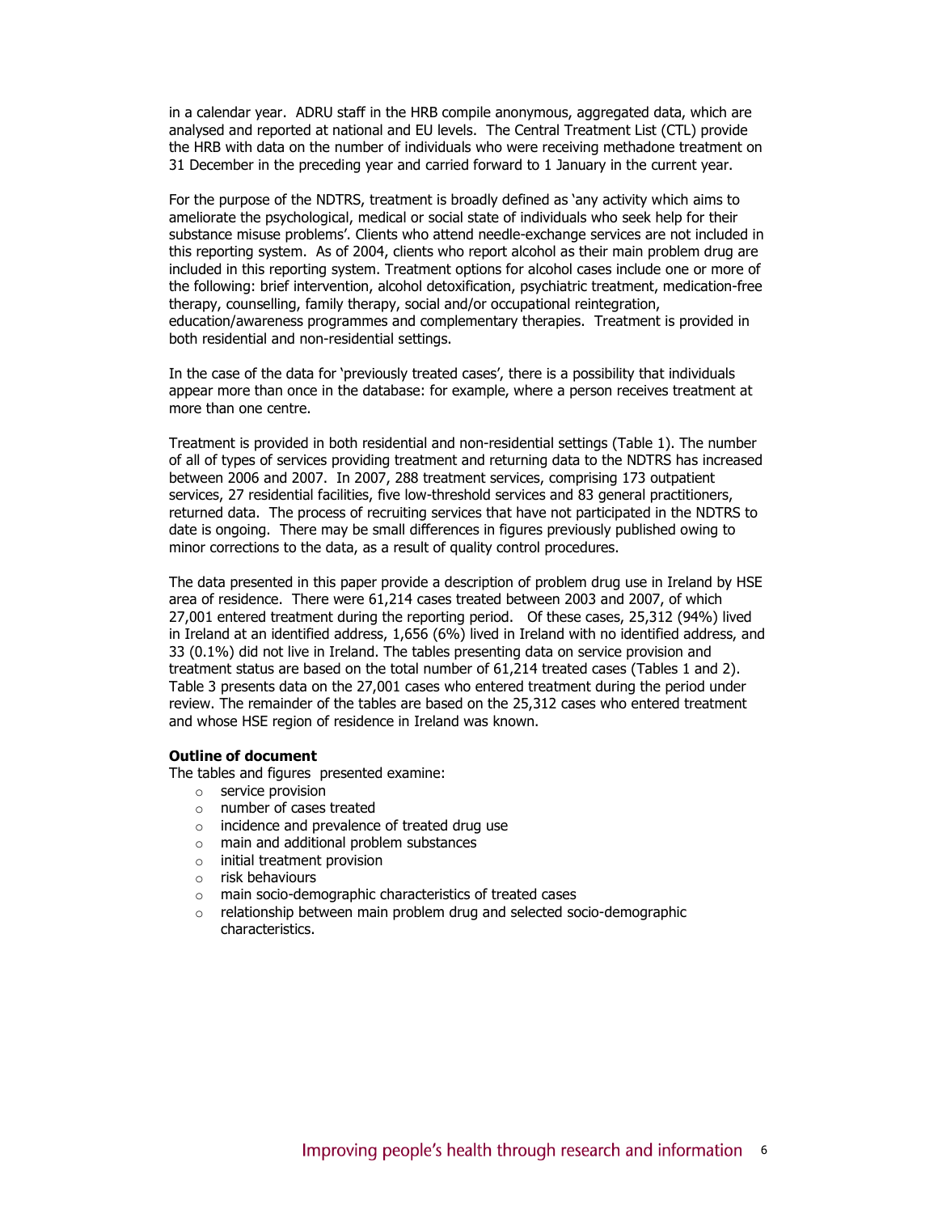in a calendar year. ADRU staff in the HRB compile anonymous, aggregated data, which are analysed and reported at national and EU levels. The Central Treatment List (CTL) provide the HRB with data on the number of individuals who were receiving methadone treatment on 31 December in the preceding year and carried forward to 1 January in the current year.

For the purpose of the NDTRS, treatment is broadly defined as 'any activity which aims to ameliorate the psychological, medical or social state of individuals who seek help for their substance misuse problems'. Clients who attend needle-exchange services are not included in this reporting system. As of 2004, clients who report alcohol as their main problem drug are included in this reporting system. Treatment options for alcohol cases include one or more of the following: brief intervention, alcohol detoxification, psychiatric treatment, medication-free therapy, counselling, family therapy, social and/or occupational reintegration, education/awareness programmes and complementary therapies. Treatment is provided in both residential and non-residential settings.

In the case of the data for 'previously treated cases', there is a possibility that individuals appear more than once in the database: for example, where a person receives treatment at more than one centre.

Treatment is provided in both residential and non-residential settings (Table 1). The number of all of types of services providing treatment and returning data to the NDTRS has increased between 2006 and 2007. In 2007, 288 treatment services, comprising 173 outpatient services, 27 residential facilities, five low-threshold services and 83 general practitioners, returned data. The process of recruiting services that have not participated in the NDTRS to date is ongoing. There may be small differences in figures previously published owing to minor corrections to the data, as a result of quality control procedures.

The data presented in this paper provide a description of problem drug use in Ireland by HSE area of residence. There were 61,214 cases treated between 2003 and 2007, of which 27,001 entered treatment during the reporting period. Of these cases, 25,312 (94%) lived in Ireland at an identified address, 1,656 (6%) lived in Ireland with no identified address, and 33 (0.1%) did not live in Ireland. The tables presenting data on service provision and treatment status are based on the total number of 61,214 treated cases (Tables 1 and 2). Table 3 presents data on the 27,001 cases who entered treatment during the period under review. The remainder of the tables are based on the 25,312 cases who entered treatment and whose HSE region of residence in Ireland was known.

**Outline of document**

The tables and figures presented examine:

- service provision
- number of cases treated
- incidence and prevalence of treated drug use
- main and additional problem substances
- initial treatment provision
- risk behaviours
- main socio-demographic characteristics of treated cases
- relationship between main problem drug and selected socio-demographic characteristics.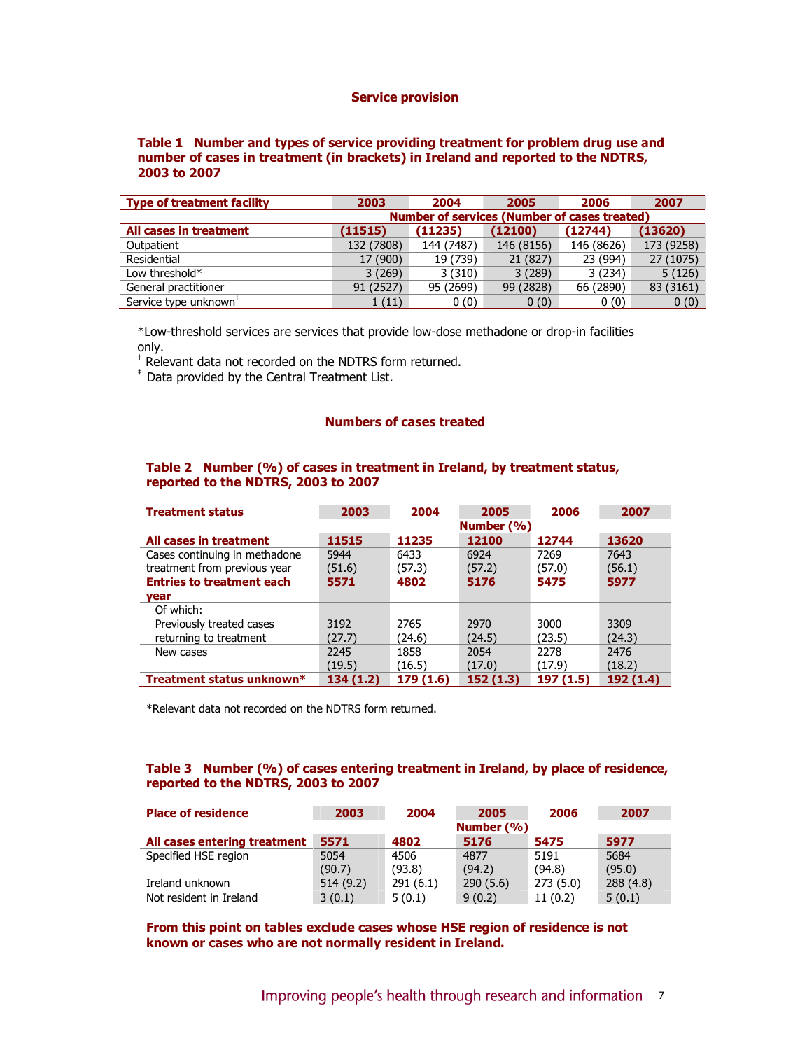## Service provision

**Table 1 Number and types of service providing treatment for problem drug use and number of cases in treatment (in brackets) in Ireland and reported to the NDTRS, 2003 to 2007**

| Type of treatment facility | 2003 | 2004 | 2005 | 2006 | 2007 |
|---|---|---|---|---|---|
| | Number of services (Number of cases treated) | | | | |
| **All cases in treatment** | **(11515)** | **(11235)** | **(12100)** | **(12744)** | **(13620)** |
| Outpatient | 132 (7808) | 144 (7487) | 146 (8156) | 146 (8626) | 173 (9258) |
| Residential | 17 (900) | 19 (739) | 21 (827) | 23 (994) | 27 (1075) |
| Low threshold* | 3 (269) | 3 (310) | 3 (289) | 3 (234) | 5 (126) |
| General practitioner | 91 (2527) | 95 (2699) | 99 (2828) | 66 (2890) | 83 (3161) |
| Service type unknown† | 1 (11) | 0 (0) | 0 (0) | 0 (0) | 0 (0) |

*Low-threshold services are services that provide low-dose methadone or drop-in facilities only.

† Relevant data not recorded on the NDTRS form returned.

‡ Data provided by the Central Treatment List.

## Numbers of cases treated

**Table 2 Number (%) of cases in treatment in Ireland, by treatment status, reported to the NDTRS, 2003 to 2007**

| Treatment status | 2003 | 2004 | 2005 | 2006 | 2007 |
|---|---|---|---|---|---|
| | Number (%) | | | | |
| **All cases in treatment** | **11515** | **11235** | **12100** | **12744** | **13620** |
| Cases continuing in methadone treatment from previous year | 5944 (51.6) | 6433 (57.3) | 6924 (57.2) | 7269 (57.0) | 7643 (56.1) |
| **Entries to treatment each year** | **5571** | **4802** | **5176** | **5475** | **5977** |
| Of which: | | | | | |
| Previously treated cases returning to treatment | 3192 (27.7) | 2765 (24.6) | 2970 (24.5) | 3000 (23.5) | 3309 (24.3) |
| New cases | 2245 (19.5) | 1858 (16.5) | 2054 (17.0) | 2278 (17.9) | 2476 (18.2) |
| **Treatment status unknown*** | **134 (1.2)** | **179 (1.6)** | **152 (1.3)** | **197 (1.5)** | **192 (1.4)** |

*Relevant data not recorded on the NDTRS form returned.

**Table 3 Number (%) of cases entering treatment in Ireland, by place of residence, reported to the NDTRS, 2003 to 2007**

| Place of residence | 2003 | 2004 | 2005 | 2006 | 2007 |
|---|---|---|---|---|---|
| | Number (%) | | | | |
| **All cases entering treatment** | **5571** | **4802** | **5176** | **5475** | **5977** |
| Specified HSE region | 5054 (90.7) | 4506 (93.8) | 4877 (94.2) | 5191 (94.8) | 5684 (95.0) |
| Ireland unknown | 514 (9.2) | 291 (6.1) | 290 (5.6) | 273 (5.0) | 288 (4.8) |
| Not resident in Ireland | 3 (0.1) | 5 (0.1) | 9 (0.2) | 11 (0.2) | 5 (0.1) |

**From this point on tables exclude cases whose HSE region of residence is not known or cases who are not normally resident in Ireland.**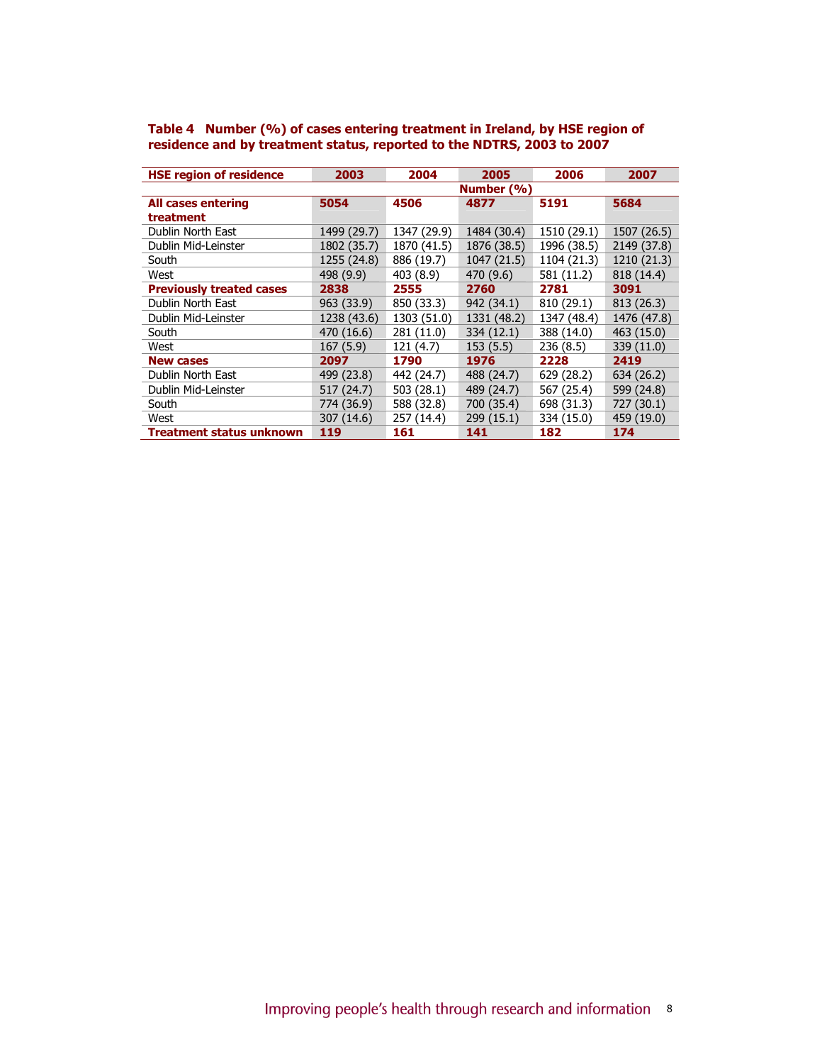**Table 4 Number (%) of cases entering treatment in Ireland, by HSE region of residence and by treatment status, reported to the NDTRS, 2003 to 2007**

| HSE region of residence | 2003 | 2004 | 2005 | 2006 | 2007 |
|---|---|---|---|---|---|
| | Number (%) | | | | |
| **All cases entering treatment** | **5054** | **4506** | **4877** | **5191** | **5684** |
| Dublin North East | 1499 (29.7) | 1347 (29.9) | 1484 (30.4) | 1510 (29.1) | 1507 (26.5) |
| Dublin Mid-Leinster | 1802 (35.7) | 1870 (41.5) | 1876 (38.5) | 1996 (38.5) | 2149 (37.8) |
| South | 1255 (24.8) | 886 (19.7) | 1047 (21.5) | 1104 (21.3) | 1210 (21.3) |
| West | 498 (9.9) | 403 (8.9) | 470 (9.6) | 581 (11.2) | 818 (14.4) |
| **Previously treated cases** | **2838** | **2555** | **2760** | **2781** | **3091** |
| Dublin North East | 963 (33.9) | 850 (33.3) | 942 (34.1) | 810 (29.1) | 813 (26.3) |
| Dublin Mid-Leinster | 1238 (43.6) | 1303 (51.0) | 1331 (48.2) | 1347 (48.4) | 1476 (47.8) |
| South | 470 (16.6) | 281 (11.0) | 334 (12.1) | 388 (14.0) | 463 (15.0) |
| West | 167 (5.9) | 121 (4.7) | 153 (5.5) | 236 (8.5) | 339 (11.0) |
| **New cases** | **2097** | **1790** | **1976** | **2228** | **2419** |
| Dublin North East | 499 (23.8) | 442 (24.7) | 488 (24.7) | 629 (28.2) | 634 (26.2) |
| Dublin Mid-Leinster | 517 (24.7) | 503 (28.1) | 489 (24.7) | 567 (25.4) | 599 (24.8) |
| South | 774 (36.9) | 588 (32.8) | 700 (35.4) | 698 (31.3) | 727 (30.1) |
| West | 307 (14.6) | 257 (14.4) | 299 (15.1) | 334 (15.0) | 459 (19.0) |
| **Treatment status unknown** | **119** | **161** | **141** | **182** | **174** |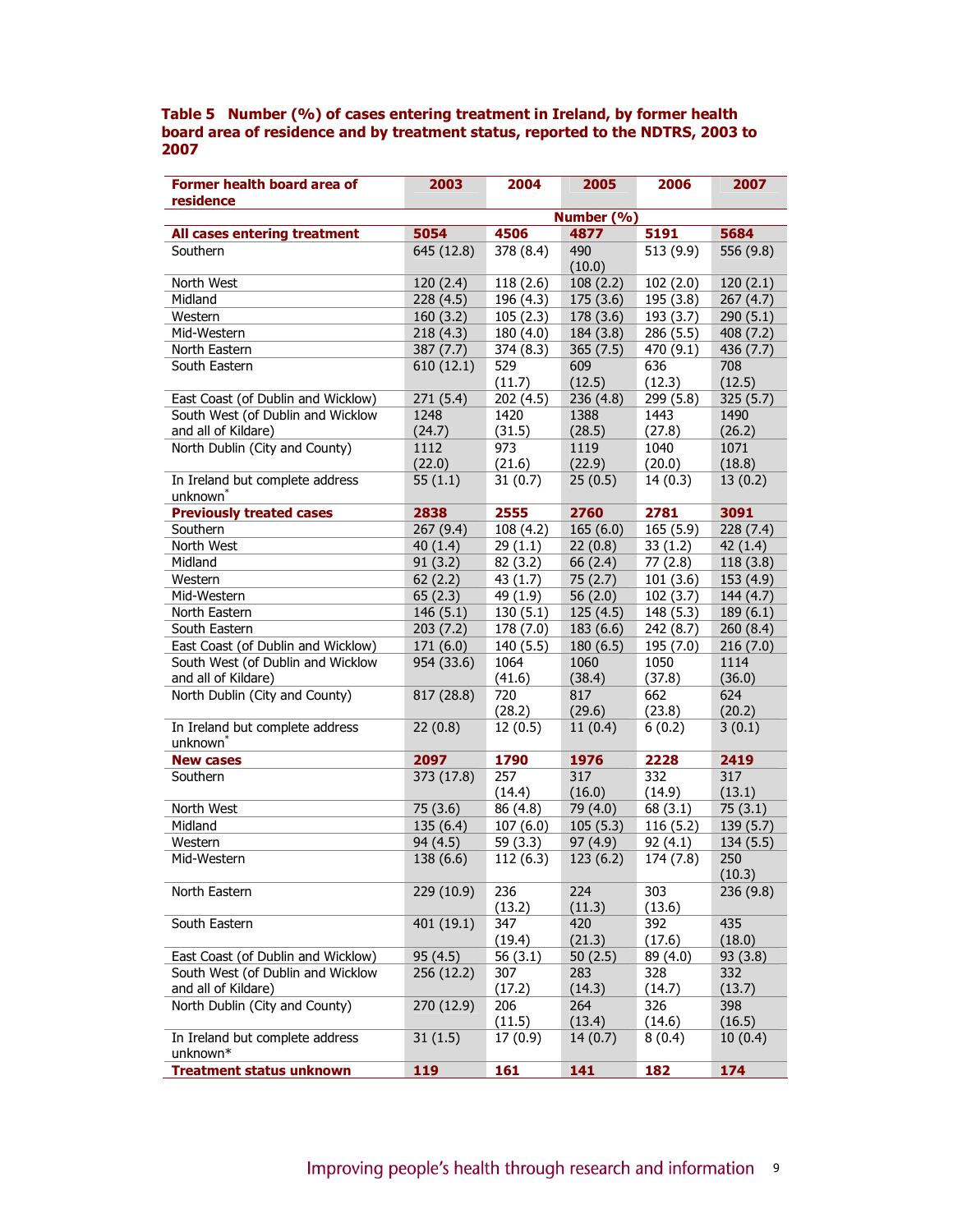**Table 5 Number (%) of cases entering treatment in Ireland, by former health board area of residence and by treatment status, reported to the NDTRS, 2003 to 2007**

| Former health board area of residence | 2003 | 2004 | 2005 | 2006 | 2007 |
|---|---|---|---|---|---|
| | Number (%) | | | | |
| **All cases entering treatment** | **5054** | **4506** | **4877** | **5191** | **5684** |
| Southern | 645 (12.8) | 378 (8.4) | 490 (10.0) | 513 (9.9) | 556 (9.8) |
| North West | 120 (2.4) | 118 (2.6) | 108 (2.2) | 102 (2.0) | 120 (2.1) |
| Midland | 228 (4.5) | 196 (4.3) | 175 (3.6) | 195 (3.8) | 267 (4.7) |
| Western | 160 (3.2) | 105 (2.3) | 178 (3.6) | 193 (3.7) | 290 (5.1) |
| Mid-Western | 218 (4.3) | 180 (4.0) | 184 (3.8) | 286 (5.5) | 408 (7.2) |
| North Eastern | 387 (7.7) | 374 (8.3) | 365 (7.5) | 470 (9.1) | 436 (7.7) |
| South Eastern | 610 (12.1) | 529 (11.7) | 609 (12.5) | 636 (12.3) | 708 (12.5) |
| East Coast (of Dublin and Wicklow) | 271 (5.4) | 202 (4.5) | 236 (4.8) | 299 (5.8) | 325 (5.7) |
| South West (of Dublin and Wicklow and all of Kildare) | 1248 (24.7) | 1420 (31.5) | 1388 (28.5) | 1443 (27.8) | 1490 (26.2) |
| North Dublin (City and County) | 1112 (22.0) | 973 (21.6) | 1119 (22.9) | 1040 (20.0) | 1071 (18.8) |
| In Ireland but complete address unknown* | 55 (1.1) | 31 (0.7) | 25 (0.5) | 14 (0.3) | 13 (0.2) |
| **Previously treated cases** | **2838** | **2555** | **2760** | **2781** | **3091** |
| Southern | 267 (9.4) | 108 (4.2) | 165 (6.0) | 165 (5.9) | 228 (7.4) |
| North West | 40 (1.4) | 29 (1.1) | 22 (0.8) | 33 (1.2) | 42 (1.4) |
| Midland | 91 (3.2) | 82 (3.2) | 66 (2.4) | 77 (2.8) | 118 (3.8) |
| Western | 62 (2.2) | 43 (1.7) | 75 (2.7) | 101 (3.6) | 153 (4.9) |
| Mid-Western | 65 (2.3) | 49 (1.9) | 56 (2.0) | 102 (3.7) | 144 (4.7) |
| North Eastern | 146 (5.1) | 130 (5.1) | 125 (4.5) | 148 (5.3) | 189 (6.1) |
| South Eastern | 203 (7.2) | 178 (7.0) | 183 (6.6) | 242 (8.7) | 260 (8.4) |
| East Coast (of Dublin and Wicklow) | 171 (6.0) | 140 (5.5) | 180 (6.5) | 195 (7.0) | 216 (7.0) |
| South West (of Dublin and Wicklow and all of Kildare) | 954 (33.6) | 1064 (41.6) | 1060 (38.4) | 1050 (37.8) | 1114 (36.0) |
| North Dublin (City and County) | 817 (28.8) | 720 (28.2) | 817 (29.6) | 662 (23.8) | 624 (20.2) |
| In Ireland but complete address unknown* | 22 (0.8) | 12 (0.5) | 11 (0.4) | 6 (0.2) | 3 (0.1) |
| **New cases** | **2097** | **1790** | **1976** | **2228** | **2419** |
| Southern | 373 (17.8) | 257 (14.4) | 317 (16.0) | 332 (14.9) | 317 (13.1) |
| North West | 75 (3.6) | 86 (4.8) | 79 (4.0) | 68 (3.1) | 75 (3.1) |
| Midland | 135 (6.4) | 107 (6.0) | 105 (5.3) | 116 (5.2) | 139 (5.7) |
| Western | 94 (4.5) | 59 (3.3) | 97 (4.9) | 92 (4.1) | 134 (5.5) |
| Mid-Western | 138 (6.6) | 112 (6.3) | 123 (6.2) | 174 (7.8) | 250 (10.3) |
| North Eastern | 229 (10.9) | 236 (13.2) | 224 (11.3) | 303 (13.6) | 236 (9.8) |
| South Eastern | 401 (19.1) | 347 (19.4) | 420 (21.3) | 392 (17.6) | 435 (18.0) |
| East Coast (of Dublin and Wicklow) | 95 (4.5) | 56 (3.1) | 50 (2.5) | 89 (4.0) | 93 (3.8) |
| South West (of Dublin and Wicklow and all of Kildare) | 256 (12.2) | 307 (17.2) | 283 (14.3) | 328 (14.7) | 332 (13.7) |
| North Dublin (City and County) | 270 (12.9) | 206 (11.5) | 264 (13.4) | 326 (14.6) | 398 (16.5) |
| In Ireland but complete address unknown* | 31 (1.5) | 17 (0.9) | 14 (0.7) | 8 (0.4) | 10 (0.4) |
| **Treatment status unknown** | **119** | **161** | **141** | **182** | **174** |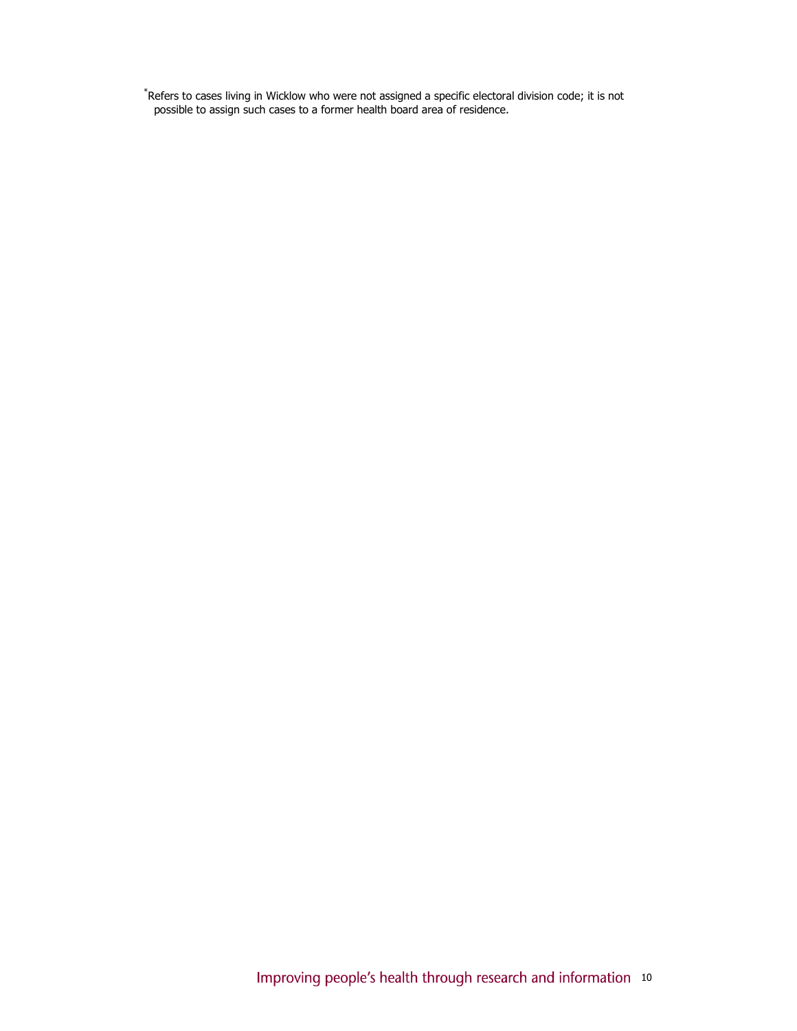*Refers to cases living in Wicklow who were not assigned a specific electoral division code; it is not possible to assign such cases to a former health board area of residence.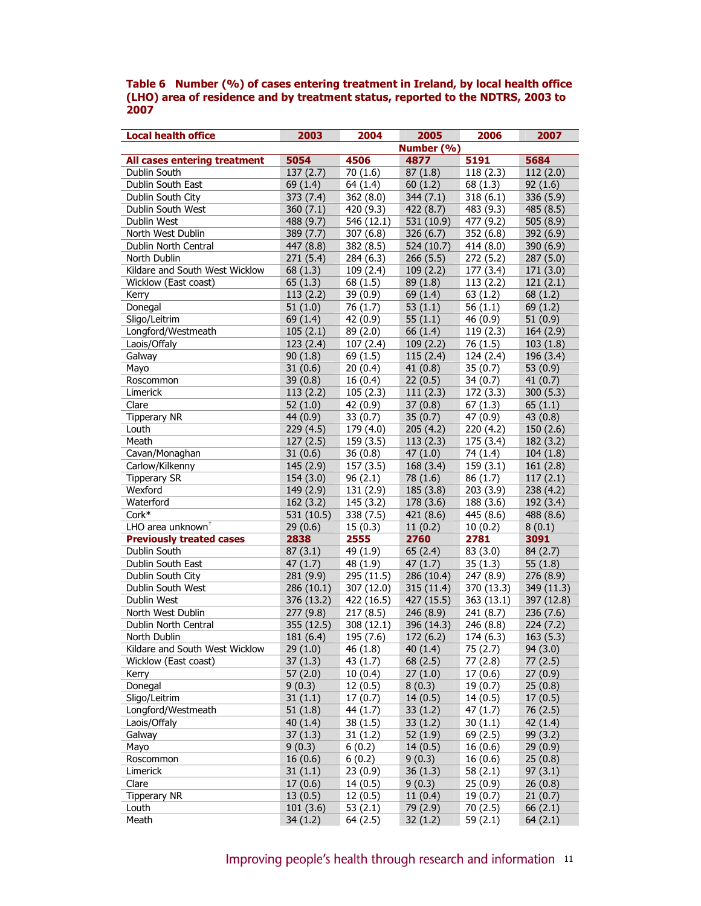**Table 6 Number (%) of cases entering treatment in Ireland, by local health office (LHO) area of residence and by treatment status, reported to the NDTRS, 2003 to 2007**

| Local health office | 2003 | 2004 | 2005 | 2006 | 2007 |
|---|---|---|---|---|---|
| | | | Number (%) | | |
| **All cases entering treatment** | **5054** | **4506** | **4877** | **5191** | **5684** |
| Dublin South | 137 (2.7) | 70 (1.6) | 87 (1.8) | 118 (2.3) | 112 (2.0) |
| Dublin South East | 69 (1.4) | 64 (1.4) | 60 (1.2) | 68 (1.3) | 92 (1.6) |
| Dublin South City | 373 (7.4) | 362 (8.0) | 344 (7.1) | 318 (6.1) | 336 (5.9) |
| Dublin South West | 360 (7.1) | 420 (9.3) | 422 (8.7) | 483 (9.3) | 485 (8.5) |
| Dublin West | 488 (9.7) | 546 (12.1) | 531 (10.9) | 477 (9.2) | 505 (8.9) |
| North West Dublin | 389 (7.7) | 307 (6.8) | 326 (6.7) | 352 (6.8) | 392 (6.9) |
| Dublin North Central | 447 (8.8) | 382 (8.5) | 524 (10.7) | 414 (8.0) | 390 (6.9) |
| North Dublin | 271 (5.4) | 284 (6.3) | 266 (5.5) | 272 (5.2) | 287 (5.0) |
| Kildare and South West Wicklow | 68 (1.3) | 109 (2.4) | 109 (2.2) | 177 (3.4) | 171 (3.0) |
| Wicklow (East coast) | 65 (1.3) | 68 (1.5) | 89 (1.8) | 113 (2.2) | 121 (2.1) |
| Kerry | 113 (2.2) | 39 (0.9) | 69 (1.4) | 63 (1.2) | 68 (1.2) |
| Donegal | 51 (1.0) | 76 (1.7) | 53 (1.1) | 56 (1.1) | 69 (1.2) |
| Sligo/Leitrim | 69 (1.4) | 42 (0.9) | 55 (1.1) | 46 (0.9) | 51 (0.9) |
| Longford/Westmeath | 105 (2.1) | 89 (2.0) | 66 (1.4) | 119 (2.3) | 164 (2.9) |
| Laois/Offaly | 123 (2.4) | 107 (2.4) | 109 (2.2) | 76 (1.5) | 103 (1.8) |
| Galway | 90 (1.8) | 69 (1.5) | 115 (2.4) | 124 (2.4) | 196 (3.4) |
| Mayo | 31 (0.6) | 20 (0.4) | 41 (0.8) | 35 (0.7) | 53 (0.9) |
| Roscommon | 39 (0.8) | 16 (0.4) | 22 (0.5) | 34 (0.7) | 41 (0.7) |
| Limerick | 113 (2.2) | 105 (2.3) | 111 (2.3) | 172 (3.3) | 300 (5.3) |
| Clare | 52 (1.0) | 42 (0.9) | 37 (0.8) | 67 (1.3) | 65 (1.1) |
| Tipperary NR | 44 (0.9) | 33 (0.7) | 35 (0.7) | 47 (0.9) | 43 (0.8) |
| Louth | 229 (4.5) | 179 (4.0) | 205 (4.2) | 220 (4.2) | 150 (2.6) |
| Meath | 127 (2.5) | 159 (3.5) | 113 (2.3) | 175 (3.4) | 182 (3.2) |
| Cavan/Monaghan | 31 (0.6) | 36 (0.8) | 47 (1.0) | 74 (1.4) | 104 (1.8) |
| Carlow/Kilkenny | 145 (2.9) | 157 (3.5) | 168 (3.4) | 159 (3.1) | 161 (2.8) |
| Tipperary SR | 154 (3.0) | 96 (2.1) | 78 (1.6) | 86 (1.7) | 117 (2.1) |
| Wexford | 149 (2.9) | 131 (2.9) | 185 (3.8) | 203 (3.9) | 238 (4.2) |
| Waterford | 162 (3.2) | 145 (3.2) | 178 (3.6) | 188 (3.6) | 192 (3.4) |
| Cork* | 531 (10.5) | 338 (7.5) | 421 (8.6) | 445 (8.6) | 488 (8.6) |
| LHO area unknown† | 29 (0.6) | 15 (0.3) | 11 (0.2) | 10 (0.2) | 8 (0.1) |
| **Previously treated cases** | **2838** | **2555** | **2760** | **2781** | **3091** |
| Dublin South | 87 (3.1) | 49 (1.9) | 65 (2.4) | 83 (3.0) | 84 (2.7) |
| Dublin South East | 47 (1.7) | 48 (1.9) | 47 (1.7) | 35 (1.3) | 55 (1.8) |
| Dublin South City | 281 (9.9) | 295 (11.5) | 286 (10.4) | 247 (8.9) | 276 (8.9) |
| Dublin South West | 286 (10.1) | 307 (12.0) | 315 (11.4) | 370 (13.3) | 349 (11.3) |
| Dublin West | 376 (13.2) | 422 (16.5) | 427 (15.5) | 363 (13.1) | 397 (12.8) |
| North West Dublin | 277 (9.8) | 217 (8.5) | 246 (8.9) | 241 (8.7) | 236 (7.6) |
| Dublin North Central | 355 (12.5) | 308 (12.1) | 396 (14.3) | 246 (8.8) | 224 (7.2) |
| North Dublin | 181 (6.4) | 195 (7.6) | 172 (6.2) | 174 (6.3) | 163 (5.3) |
| Kildare and South West Wicklow | 29 (1.0) | 46 (1.8) | 40 (1.4) | 75 (2.7) | 94 (3.0) |
| Wicklow (East coast) | 37 (1.3) | 43 (1.7) | 68 (2.5) | 77 (2.8) | 77 (2.5) |
| Kerry | 57 (2.0) | 10 (0.4) | 27 (1.0) | 17 (0.6) | 27 (0.9) |
| Donegal | 9 (0.3) | 12 (0.5) | 8 (0.3) | 19 (0.7) | 25 (0.8) |
| Sligo/Leitrim | 31 (1.1) | 17 (0.7) | 14 (0.5) | 14 (0.5) | 17 (0.5) |
| Longford/Westmeath | 51 (1.8) | 44 (1.7) | 33 (1.2) | 47 (1.7) | 76 (2.5) |
| Laois/Offaly | 40 (1.4) | 38 (1.5) | 33 (1.2) | 30 (1.1) | 42 (1.4) |
| Galway | 37 (1.3) | 31 (1.2) | 52 (1.9) | 69 (2.5) | 99 (3.2) |
| Mayo | 9 (0.3) | 6 (0.2) | 14 (0.5) | 16 (0.6) | 29 (0.9) |
| Roscommon | 16 (0.6) | 6 (0.2) | 9 (0.3) | 16 (0.6) | 25 (0.8) |
| Limerick | 31 (1.1) | 23 (0.9) | 36 (1.3) | 58 (2.1) | 97 (3.1) |
| Clare | 17 (0.6) | 14 (0.5) | 9 (0.3) | 25 (0.9) | 26 (0.8) |
| Tipperary NR | 13 (0.5) | 12 (0.5) | 11 (0.4) | 19 (0.7) | 21 (0.7) |
| Louth | 101 (3.6) | 53 (2.1) | 79 (2.9) | 70 (2.5) | 66 (2.1) |
| Meath | 34 (1.2) | 64 (2.5) | 32 (1.2) | 59 (2.1) | 64 (2.1) |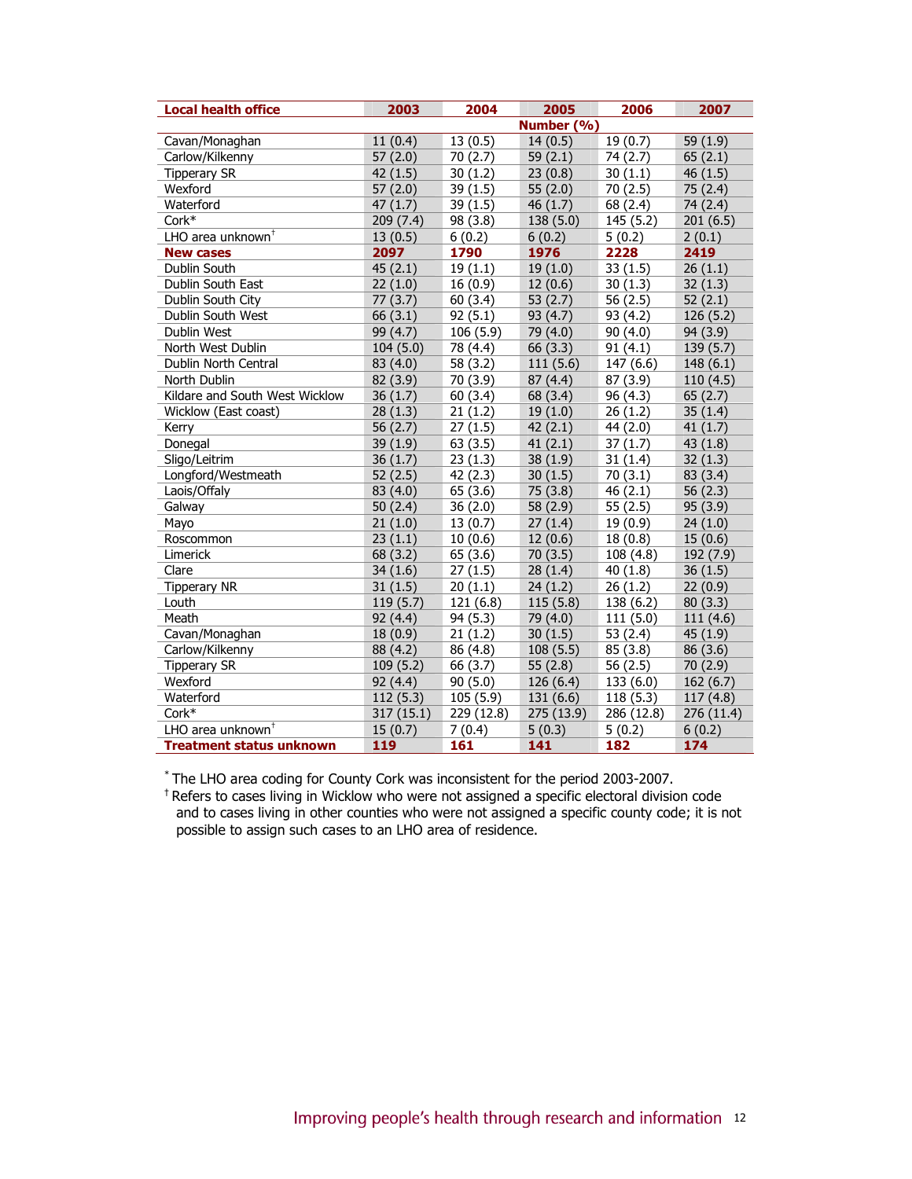| Local health office | 2003 | 2004 | 2005 | 2006 | 2007 |
|---|---|---|---|---|---|
| | | | Number (%) | | |
| Cavan/Monaghan | 11 (0.4) | 13 (0.5) | 14 (0.5) | 19 (0.7) | 59 (1.9) |
| Carlow/Kilkenny | 57 (2.0) | 70 (2.7) | 59 (2.1) | 74 (2.7) | 65 (2.1) |
| Tipperary SR | 42 (1.5) | 30 (1.2) | 23 (0.8) | 30 (1.1) | 46 (1.5) |
| Wexford | 57 (2.0) | 39 (1.5) | 55 (2.0) | 70 (2.5) | 75 (2.4) |
| Waterford | 47 (1.7) | 39 (1.5) | 46 (1.7) | 68 (2.4) | 74 (2.4) |
| Cork* | 209 (7.4) | 98 (3.8) | 138 (5.0) | 145 (5.2) | 201 (6.5) |
| LHO area unknown† | 13 (0.5) | 6 (0.2) | 6 (0.2) | 5 (0.2) | 2 (0.1) |
| **New cases** | **2097** | **1790** | **1976** | **2228** | **2419** |
| Dublin South | 45 (2.1) | 19 (1.1) | 19 (1.0) | 33 (1.5) | 26 (1.1) |
| Dublin South East | 22 (1.0) | 16 (0.9) | 12 (0.6) | 30 (1.3) | 32 (1.3) |
| Dublin South City | 77 (3.7) | 60 (3.4) | 53 (2.7) | 56 (2.5) | 52 (2.1) |
| Dublin South West | 66 (3.1) | 92 (5.1) | 93 (4.7) | 93 (4.2) | 126 (5.2) |
| Dublin West | 99 (4.7) | 106 (5.9) | 79 (4.0) | 90 (4.0) | 94 (3.9) |
| North West Dublin | 104 (5.0) | 78 (4.4) | 66 (3.3) | 91 (4.1) | 139 (5.7) |
| Dublin North Central | 83 (4.0) | 58 (3.2) | 111 (5.6) | 147 (6.6) | 148 (6.1) |
| North Dublin | 82 (3.9) | 70 (3.9) | 87 (4.4) | 87 (3.9) | 110 (4.5) |
| Kildare and South West Wicklow | 36 (1.7) | 60 (3.4) | 68 (3.4) | 96 (4.3) | 65 (2.7) |
| Wicklow (East coast) | 28 (1.3) | 21 (1.2) | 19 (1.0) | 26 (1.2) | 35 (1.4) |
| Kerry | 56 (2.7) | 27 (1.5) | 42 (2.1) | 44 (2.0) | 41 (1.7) |
| Donegal | 39 (1.9) | 63 (3.5) | 41 (2.1) | 37 (1.7) | 43 (1.8) |
| Sligo/Leitrim | 36 (1.7) | 23 (1.3) | 38 (1.9) | 31 (1.4) | 32 (1.3) |
| Longford/Westmeath | 52 (2.5) | 42 (2.3) | 30 (1.5) | 70 (3.1) | 83 (3.4) |
| Laois/Offaly | 83 (4.0) | 65 (3.6) | 75 (3.8) | 46 (2.1) | 56 (2.3) |
| Galway | 50 (2.4) | 36 (2.0) | 58 (2.9) | 55 (2.5) | 95 (3.9) |
| Mayo | 21 (1.0) | 13 (0.7) | 27 (1.4) | 19 (0.9) | 24 (1.0) |
| Roscommon | 23 (1.1) | 10 (0.6) | 12 (0.6) | 18 (0.8) | 15 (0.6) |
| Limerick | 68 (3.2) | 65 (3.6) | 70 (3.5) | 108 (4.8) | 192 (7.9) |
| Clare | 34 (1.6) | 27 (1.5) | 28 (1.4) | 40 (1.8) | 36 (1.5) |
| Tipperary NR | 31 (1.5) | 20 (1.1) | 24 (1.2) | 26 (1.2) | 22 (0.9) |
| Louth | 119 (5.7) | 121 (6.8) | 115 (5.8) | 138 (6.2) | 80 (3.3) |
| Meath | 92 (4.4) | 94 (5.3) | 79 (4.0) | 111 (5.0) | 111 (4.6) |
| Cavan/Monaghan | 18 (0.9) | 21 (1.2) | 30 (1.5) | 53 (2.4) | 45 (1.9) |
| Carlow/Kilkenny | 88 (4.2) | 86 (4.8) | 108 (5.5) | 85 (3.8) | 86 (3.6) |
| Tipperary SR | 109 (5.2) | 66 (3.7) | 55 (2.8) | 56 (2.5) | 70 (2.9) |
| Wexford | 92 (4.4) | 90 (5.0) | 126 (6.4) | 133 (6.0) | 162 (6.7) |
| Waterford | 112 (5.3) | 105 (5.9) | 131 (6.6) | 118 (5.3) | 117 (4.8) |
| Cork* | 317 (15.1) | 229 (12.8) | 275 (13.9) | 286 (12.8) | 276 (11.4) |
| LHO area unknown† | 15 (0.7) | 7 (0.4) | 5 (0.3) | 5 (0.2) | 6 (0.2) |
| **Treatment status unknown** | **119** | **161** | **141** | **182** | **174** |

\* The LHO area coding for County Cork was inconsistent for the period 2003-2007.

† Refers to cases living in Wicklow who were not assigned a specific electoral division code and to cases living in other counties who were not assigned a specific county code; it is not possible to assign such cases to an LHO area of residence.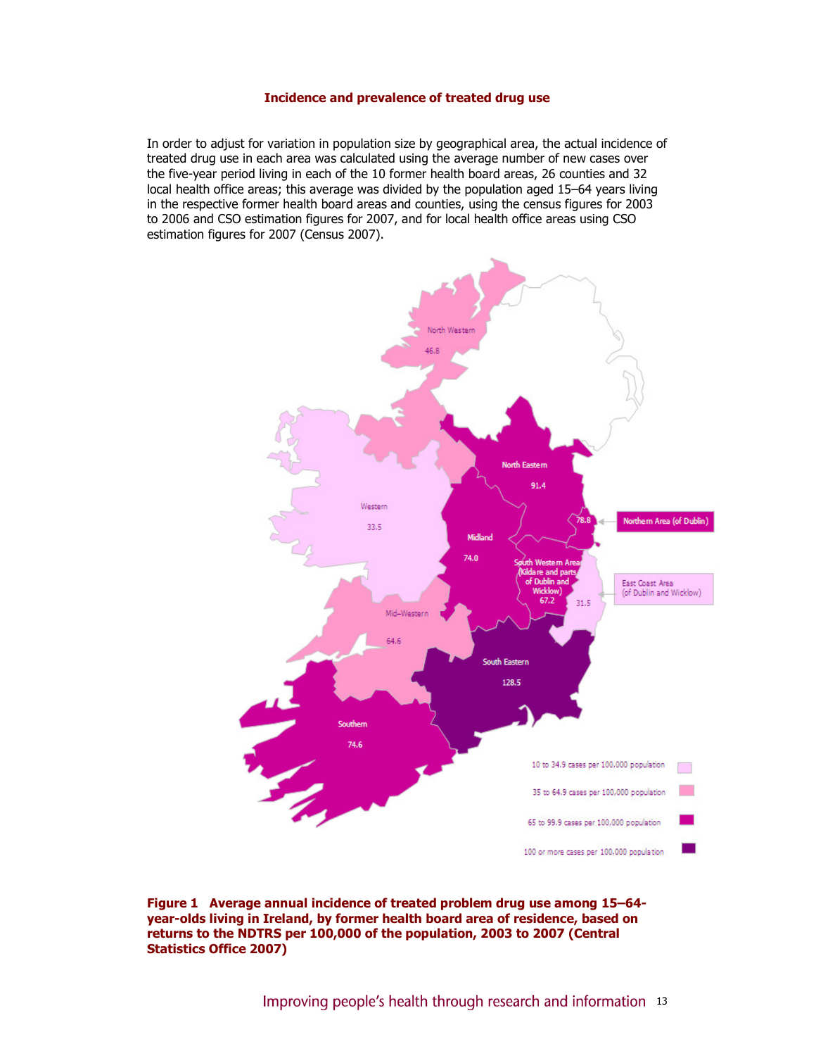### Incidence and prevalence of treated drug use

In order to adjust for variation in population size by geographical area, the actual incidence of treated drug use in each area was calculated using the average number of new cases over the five-year period living in each of the 10 former health board areas, 26 counties and 32 local health office areas; this average was divided by the population aged 15–64 years living in the respective former health board areas and counties, using the census figures for 2003 to 2006 and CSO estimation figures for 2007, and for local health office areas using CSO estimation figures for 2007 (Census 2007).

**Figure 1 Average annual incidence of treated problem drug use among 15–64-year-olds living in Ireland, by former health board area of residence, based on returns to the NDTRS per 100,000 of the population, 2003 to 2007 (Central Statistics Office 2007)**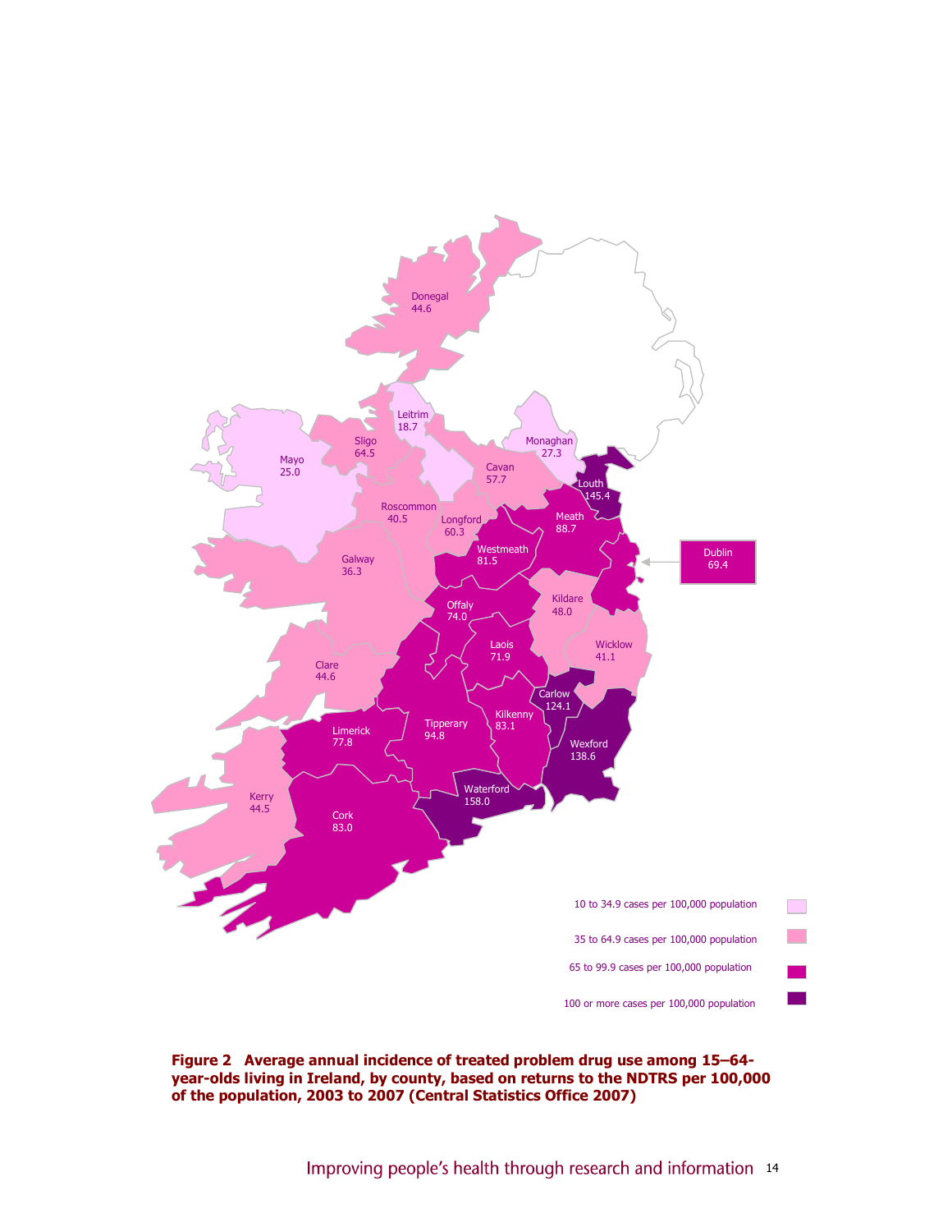Donegal 44.6

Leitrim 18.7

Sligo 64.5

Mayo 25.0

Monaghan 27.3

Cavan 57.7

Louth 145.4

Roscommon 40.5

Longford 60.3

Meath 88.7

Westmeath 81.5

Dublin 69.4

Galway 36.3

Offaly 74.0

Kildare 48.0

Laois 71.9

Wicklow 41.1

Clare 44.6

Carlow 124.1

Kilkenny 83.1

Limerick 77.8

Tipperary 94.8

Wexford 138.6

Waterford 158.0

Kerry 44.5

Cork 83.0

10 to 34.9 cases per 100,000 population

35 to 64.9 cases per 100,000 population

65 to 99.9 cases per 100,000 population

100 or more cases per 100,000 population

**Figure 2 Average annual incidence of treated problem drug use among 15–64-year-olds living in Ireland, by county, based on returns to the NDTRS per 100,000 of the population, 2003 to 2007 (Central Statistics Office 2007)**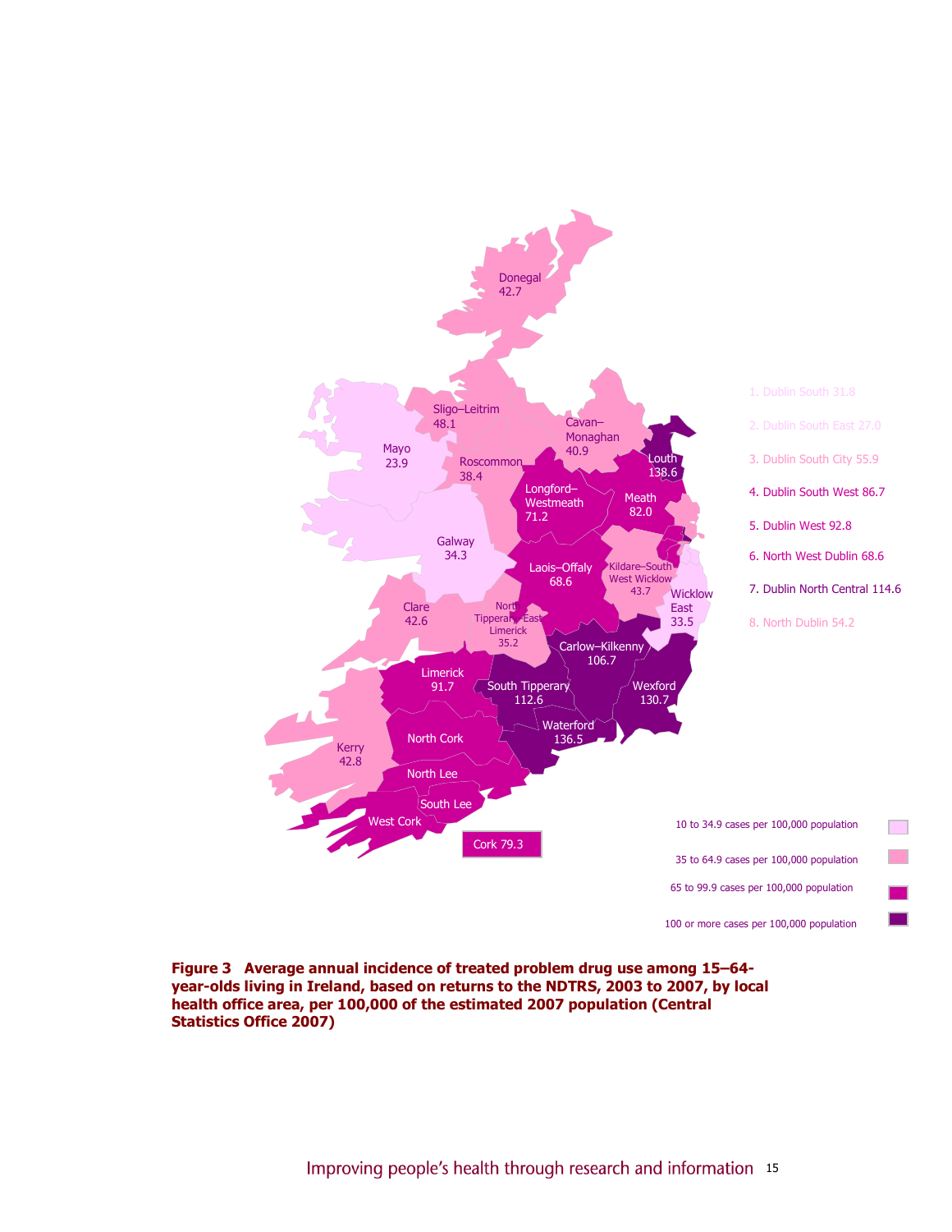Donegal 42.7

Sligo–Leitrim 48.1

Cavan–Monaghan 40.9

Mayo 23.9

Roscommon 38.4

Louth 138.6

Longford–Westmeath 71.2

Meath 82.0

Galway 34.3

Laois–Offaly 68.6

Kildare–South West Wicklow 43.7

Wicklow East 33.5

Clare 42.6

North Tipperary–East Limerick 35.2

Carlow–Kilkenny 106.7

Limerick 91.7

South Tipperary 112.6

Wexford 130.7

Waterford 136.5

North Cork

Kerry 42.8

North Lee

South Lee

West Cork

Cork 79.3

1. Dublin South 31.8
2. Dublin South East 27.0
3. Dublin South City 55.9
4. Dublin South West 86.7
5. Dublin West 92.8
6. North West Dublin 68.6
7. Dublin North Central 114.6
8. North Dublin 54.2

10 to 34.9 cases per 100,000 population

35 to 64.9 cases per 100,000 population

65 to 99.9 cases per 100,000 population

100 or more cases per 100,000 population

**Figure 3 Average annual incidence of treated problem drug use among 15–64-year-olds living in Ireland, based on returns to the NDTRS, 2003 to 2007, by local health office area, per 100,000 of the estimated 2007 population (Central Statistics Office 2007)**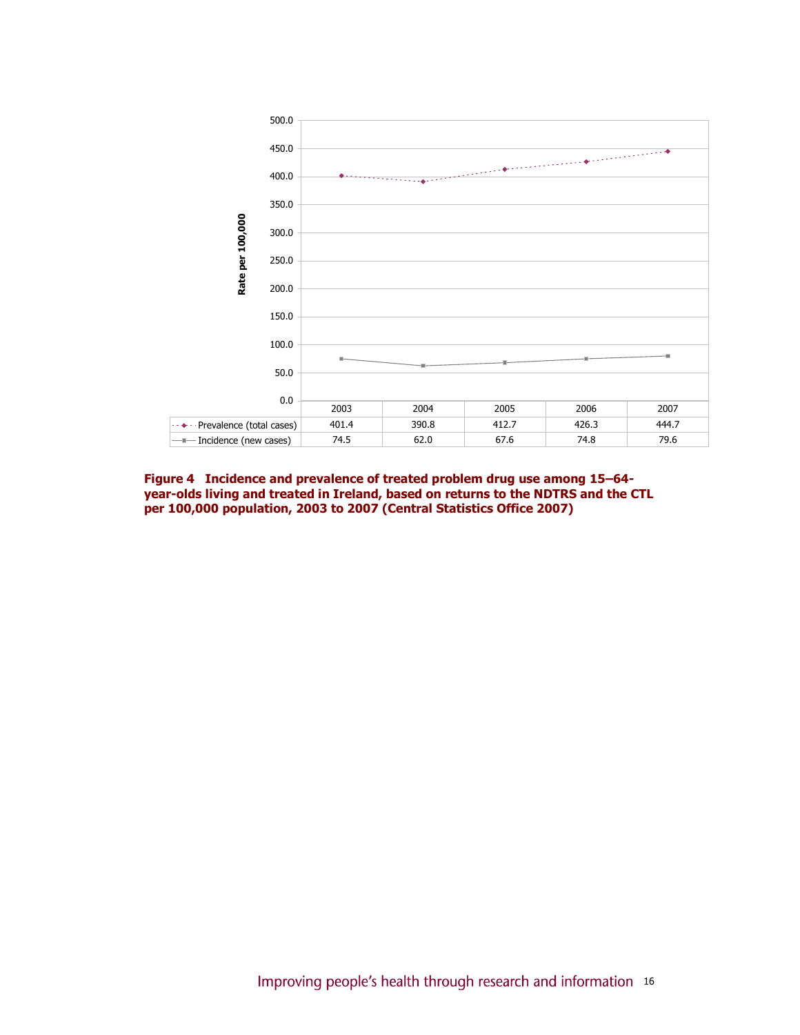| | 2003 | 2004 | 2005 | 2006 | 2007 |
|---|---|---|---|---|---|
| Prevalence (total cases) | 401.4 | 390.8 | 412.7 | 426.3 | 444.7 |
| Incidence (new cases) | 74.5 | 62.0 | 67.6 | 74.8 | 79.6 |

**Figure 4 Incidence and prevalence of treated problem drug use among 15–64-year-olds living and treated in Ireland, based on returns to the NDTRS and the CTL per 100,000 population, 2003 to 2007 (Central Statistics Office 2007)**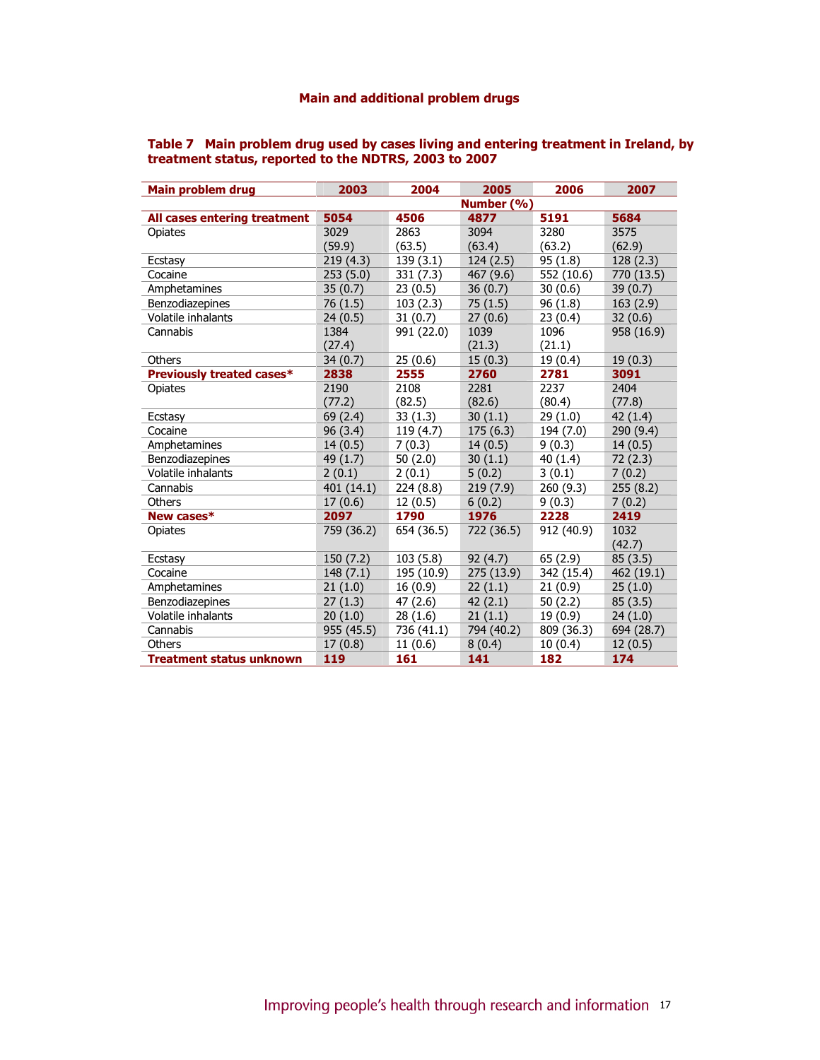## Main and additional problem drugs

**Table 7 Main problem drug used by cases living and entering treatment in Ireland, by treatment status, reported to the NDTRS, 2003 to 2007**

| Main problem drug | 2003 | 2004 | 2005 | 2006 | 2007 |
|---|---|---|---|---|---|
| | | | Number (%) | | |
| **All cases entering treatment** | **5054** | **4506** | **4877** | **5191** | **5684** |
| Opiates | 3029 (59.9) | 2863 (63.5) | 3094 (63.4) | 3280 (63.2) | 3575 (62.9) |
| Ecstasy | 219 (4.3) | 139 (3.1) | 124 (2.5) | 95 (1.8) | 128 (2.3) |
| Cocaine | 253 (5.0) | 331 (7.3) | 467 (9.6) | 552 (10.6) | 770 (13.5) |
| Amphetamines | 35 (0.7) | 23 (0.5) | 36 (0.7) | 30 (0.6) | 39 (0.7) |
| Benzodiazepines | 76 (1.5) | 103 (2.3) | 75 (1.5) | 96 (1.8) | 163 (2.9) |
| Volatile inhalants | 24 (0.5) | 31 (0.7) | 27 (0.6) | 23 (0.4) | 32 (0.6) |
| Cannabis | 1384 (27.4) | 991 (22.0) | 1039 (21.3) | 1096 (21.1) | 958 (16.9) |
| Others | 34 (0.7) | 25 (0.6) | 15 (0.3) | 19 (0.4) | 19 (0.3) |
| **Previously treated cases*** | **2838** | **2555** | **2760** | **2781** | **3091** |
| Opiates | 2190 (77.2) | 2108 (82.5) | 2281 (82.6) | 2237 (80.4) | 2404 (77.8) |
| Ecstasy | 69 (2.4) | 33 (1.3) | 30 (1.1) | 29 (1.0) | 42 (1.4) |
| Cocaine | 96 (3.4) | 119 (4.7) | 175 (6.3) | 194 (7.0) | 290 (9.4) |
| Amphetamines | 14 (0.5) | 7 (0.3) | 14 (0.5) | 9 (0.3) | 14 (0.5) |
| Benzodiazepines | 49 (1.7) | 50 (2.0) | 30 (1.1) | 40 (1.4) | 72 (2.3) |
| Volatile inhalants | 2 (0.1) | 2 (0.1) | 5 (0.2) | 3 (0.1) | 7 (0.2) |
| Cannabis | 401 (14.1) | 224 (8.8) | 219 (7.9) | 260 (9.3) | 255 (8.2) |
| Others | 17 (0.6) | 12 (0.5) | 6 (0.2) | 9 (0.3) | 7 (0.2) |
| **New cases*** | **2097** | **1790** | **1976** | **2228** | **2419** |
| Opiates | 759 (36.2) | 654 (36.5) | 722 (36.5) | 912 (40.9) | 1032 (42.7) |
| Ecstasy | 150 (7.2) | 103 (5.8) | 92 (4.7) | 65 (2.9) | 85 (3.5) |
| Cocaine | 148 (7.1) | 195 (10.9) | 275 (13.9) | 342 (15.4) | 462 (19.1) |
| Amphetamines | 21 (1.0) | 16 (0.9) | 22 (1.1) | 21 (0.9) | 25 (1.0) |
| Benzodiazepines | 27 (1.3) | 47 (2.6) | 42 (2.1) | 50 (2.2) | 85 (3.5) |
| Volatile inhalants | 20 (1.0) | 28 (1.6) | 21 (1.1) | 19 (0.9) | 24 (1.0) |
| Cannabis | 955 (45.5) | 736 (41.1) | 794 (40.2) | 809 (36.3) | 694 (28.7) |
| Others | 17 (0.8) | 11 (0.6) | 8 (0.4) | 10 (0.4) | 12 (0.5) |
| **Treatment status unknown** | **119** | **161** | **141** | **182** | **174** |

Improving people's health through research and information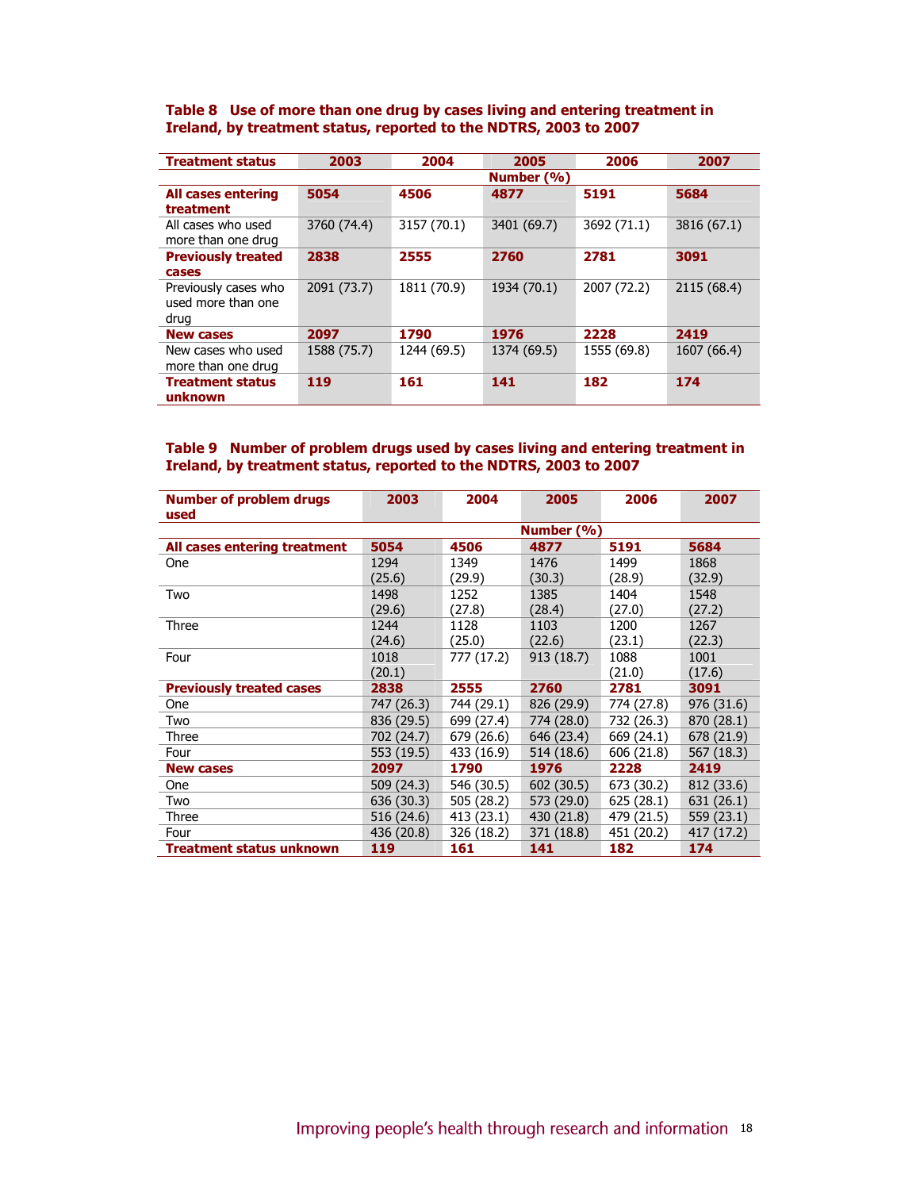**Table 8 Use of more than one drug by cases living and entering treatment in Ireland, by treatment status, reported to the NDTRS, 2003 to 2007**

| Treatment status | 2003 | 2004 | 2005 | 2006 | 2007 |
|---|---|---|---|---|---|
| | | | Number (%) | | |
| **All cases entering treatment** | **5054** | **4506** | **4877** | **5191** | **5684** |
| All cases who used more than one drug | 3760 (74.4) | 3157 (70.1) | 3401 (69.7) | 3692 (71.1) | 3816 (67.1) |
| **Previously treated cases** | **2838** | **2555** | **2760** | **2781** | **3091** |
| Previously cases who used more than one drug | 2091 (73.7) | 1811 (70.9) | 1934 (70.1) | 2007 (72.2) | 2115 (68.4) |
| **New cases** | **2097** | **1790** | **1976** | **2228** | **2419** |
| New cases who used more than one drug | 1588 (75.7) | 1244 (69.5) | 1374 (69.5) | 1555 (69.8) | 1607 (66.4) |
| **Treatment status unknown** | **119** | **161** | **141** | **182** | **174** |

**Table 9 Number of problem drugs used by cases living and entering treatment in Ireland, by treatment status, reported to the NDTRS, 2003 to 2007**

| Number of problem drugs used | 2003 | 2004 | 2005 | 2006 | 2007 |
|---|---|---|---|---|---|
| | | | Number (%) | | |
| **All cases entering treatment** | **5054** | **4506** | **4877** | **5191** | **5684** |
| One | 1294 (25.6) | 1349 (29.9) | 1476 (30.3) | 1499 (28.9) | 1868 (32.9) |
| Two | 1498 (29.6) | 1252 (27.8) | 1385 (28.4) | 1404 (27.0) | 1548 (27.2) |
| Three | 1244 (24.6) | 1128 (25.0) | 1103 (22.6) | 1200 (23.1) | 1267 (22.3) |
| Four | 1018 (20.1) | 777 (17.2) | 913 (18.7) | 1088 (21.0) | 1001 (17.6) |
| **Previously treated cases** | **2838** | **2555** | **2760** | **2781** | **3091** |
| One | 747 (26.3) | 744 (29.1) | 826 (29.9) | 774 (27.8) | 976 (31.6) |
| Two | 836 (29.5) | 699 (27.4) | 774 (28.0) | 732 (26.3) | 870 (28.1) |
| Three | 702 (24.7) | 679 (26.6) | 646 (23.4) | 669 (24.1) | 678 (21.9) |
| Four | 553 (19.5) | 433 (16.9) | 514 (18.6) | 606 (21.8) | 567 (18.3) |
| **New cases** | **2097** | **1790** | **1976** | **2228** | **2419** |
| One | 509 (24.3) | 546 (30.5) | 602 (30.5) | 673 (30.2) | 812 (33.6) |
| Two | 636 (30.3) | 505 (28.2) | 573 (29.0) | 625 (28.1) | 631 (26.1) |
| Three | 516 (24.6) | 413 (23.1) | 430 (21.8) | 479 (21.5) | 559 (23.1) |
| Four | 436 (20.8) | 326 (18.2) | 371 (18.8) | 451 (20.2) | 417 (17.2) |
| **Treatment status unknown** | **119** | **161** | **141** | **182** | **174** |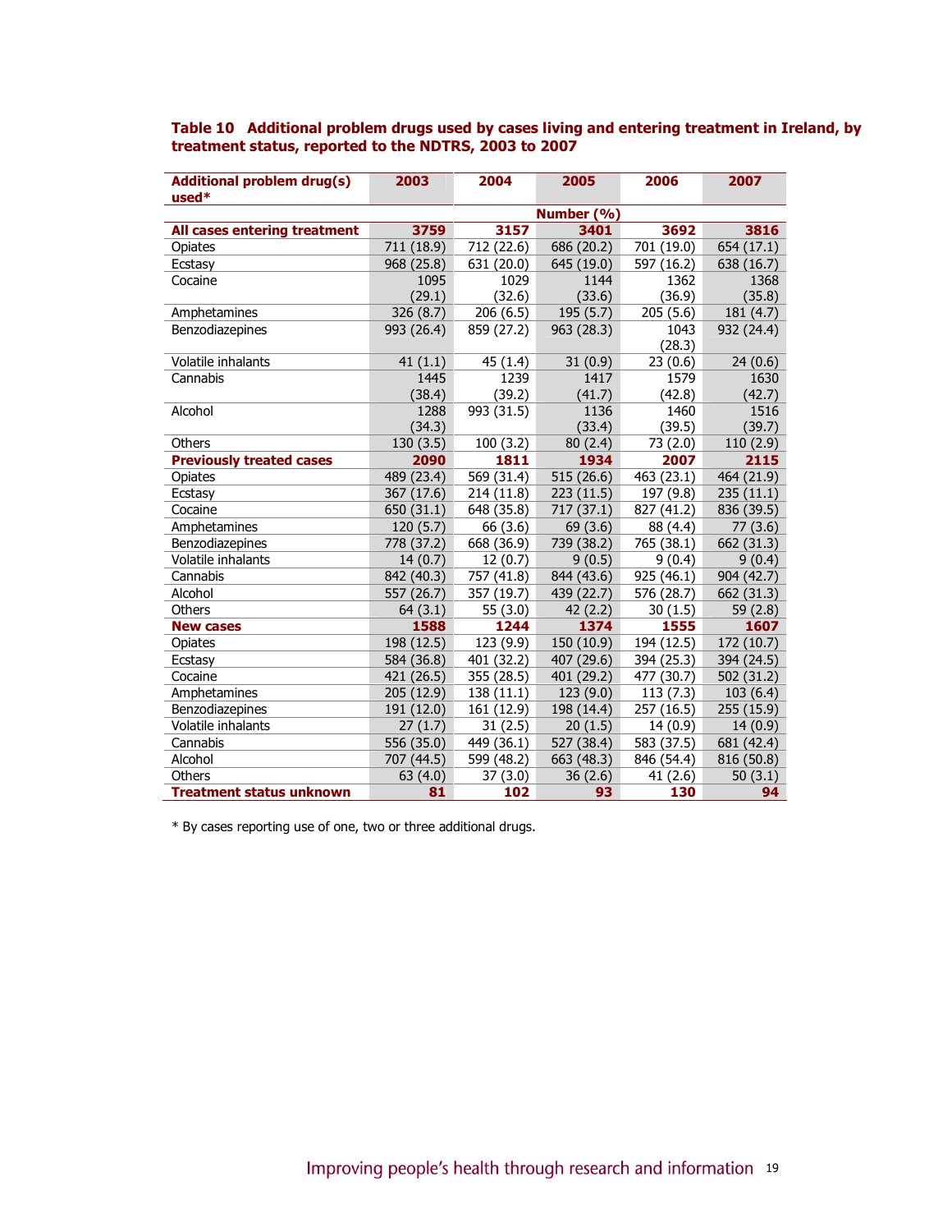**Table 10 Additional problem drugs used by cases living and entering treatment in Ireland, by treatment status, reported to the NDTRS, 2003 to 2007**

| Additional problem drug(s) used* | 2003 | 2004 | 2005 | 2006 | 2007 |
|---|---|---|---|---|---|
| | | | Number (%) | | |
| **All cases entering treatment** | **3759** | **3157** | **3401** | **3692** | **3816** |
| Opiates | 711 (18.9) | 712 (22.6) | 686 (20.2) | 701 (19.0) | 654 (17.1) |
| Ecstasy | 968 (25.8) | 631 (20.0) | 645 (19.0) | 597 (16.2) | 638 (16.7) |
| Cocaine | 1095 (29.1) | 1029 (32.6) | 1144 (33.6) | 1362 (36.9) | 1368 (35.8) |
| Amphetamines | 326 (8.7) | 206 (6.5) | 195 (5.7) | 205 (5.6) | 181 (4.7) |
| Benzodiazepines | 993 (26.4) | 859 (27.2) | 963 (28.3) | 1043 (28.3) | 932 (24.4) |
| Volatile inhalants | 41 (1.1) | 45 (1.4) | 31 (0.9) | 23 (0.6) | 24 (0.6) |
| Cannabis | 1445 (38.4) | 1239 (39.2) | 1417 (41.7) | 1579 (42.8) | 1630 (42.7) |
| Alcohol | 1288 (34.3) | 993 (31.5) | 1136 (33.4) | 1460 (39.5) | 1516 (39.7) |
| Others | 130 (3.5) | 100 (3.2) | 80 (2.4) | 73 (2.0) | 110 (2.9) |
| **Previously treated cases** | **2090** | **1811** | **1934** | **2007** | **2115** |
| Opiates | 489 (23.4) | 569 (31.4) | 515 (26.6) | 463 (23.1) | 464 (21.9) |
| Ecstasy | 367 (17.6) | 214 (11.8) | 223 (11.5) | 197 (9.8) | 235 (11.1) |
| Cocaine | 650 (31.1) | 648 (35.8) | 717 (37.1) | 827 (41.2) | 836 (39.5) |
| Amphetamines | 120 (5.7) | 66 (3.6) | 69 (3.6) | 88 (4.4) | 77 (3.6) |
| Benzodiazepines | 778 (37.2) | 668 (36.9) | 739 (38.2) | 765 (38.1) | 662 (31.3) |
| Volatile inhalants | 14 (0.7) | 12 (0.7) | 9 (0.5) | 9 (0.4) | 9 (0.4) |
| Cannabis | 842 (40.3) | 757 (41.8) | 844 (43.6) | 925 (46.1) | 904 (42.7) |
| Alcohol | 557 (26.7) | 357 (19.7) | 439 (22.7) | 576 (28.7) | 662 (31.3) |
| Others | 64 (3.1) | 55 (3.0) | 42 (2.2) | 30 (1.5) | 59 (2.8) |
| **New cases** | **1588** | **1244** | **1374** | **1555** | **1607** |
| Opiates | 198 (12.5) | 123 (9.9) | 150 (10.9) | 194 (12.5) | 172 (10.7) |
| Ecstasy | 584 (36.8) | 401 (32.2) | 407 (29.6) | 394 (25.3) | 394 (24.5) |
| Cocaine | 421 (26.5) | 355 (28.5) | 401 (29.2) | 477 (30.7) | 502 (31.2) |
| Amphetamines | 205 (12.9) | 138 (11.1) | 123 (9.0) | 113 (7.3) | 103 (6.4) |
| Benzodiazepines | 191 (12.0) | 161 (12.9) | 198 (14.4) | 257 (16.5) | 255 (15.9) |
| Volatile inhalants | 27 (1.7) | 31 (2.5) | 20 (1.5) | 14 (0.9) | 14 (0.9) |
| Cannabis | 556 (35.0) | 449 (36.1) | 527 (38.4) | 583 (37.5) | 681 (42.4) |
| Alcohol | 707 (44.5) | 599 (48.2) | 663 (48.3) | 846 (54.4) | 816 (50.8) |
| Others | 63 (4.0) | 37 (3.0) | 36 (2.6) | 41 (2.6) | 50 (3.1) |
| **Treatment status unknown** | **81** | **102** | **93** | **130** | **94** |

* By cases reporting use of one, two or three additional drugs.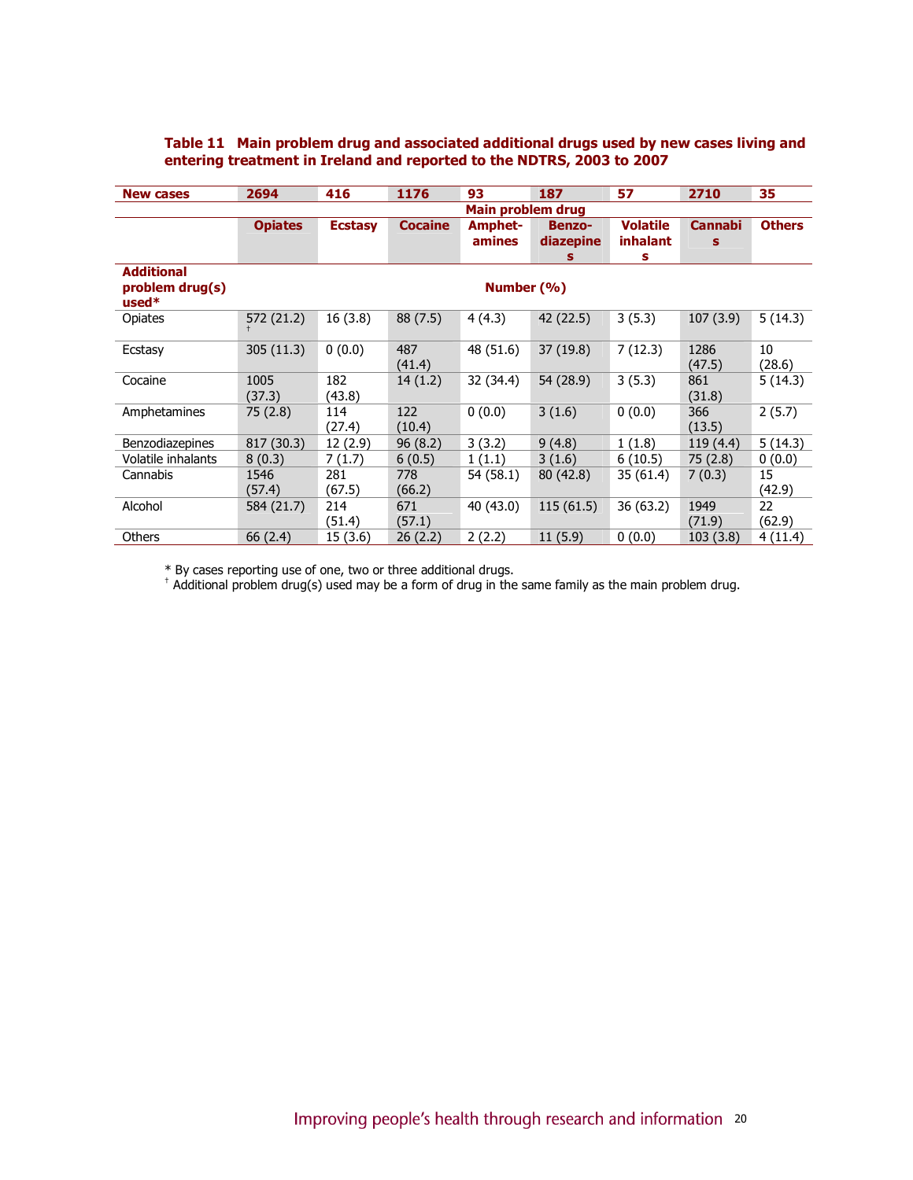**Table 11 Main problem drug and associated additional drugs used by new cases living and entering treatment in Ireland and reported to the NDTRS, 2003 to 2007**

| New cases | 2694 | 416 | 1176 | 93 | 187 | 57 | 2710 | 35 |
|---|---|---|---|---|---|---|---|---|
| | Main problem drug | | | | | | | |
| | Opiates | Ecstasy | Cocaine | Amphet-amines | Benzo-diazepines | Volatile inhalants | Cannabis | Others |
| Additional problem drug(s) used* | Number (%) | | | | | | | |
| Opiates | 572 (21.2) † | 16 (3.8) | 88 (7.5) | 4 (4.3) | 42 (22.5) | 3 (5.3) | 107 (3.9) | 5 (14.3) |
| Ecstasy | 305 (11.3) | 0 (0.0) | 487 (41.4) | 48 (51.6) | 37 (19.8) | 7 (12.3) | 1286 (47.5) | 10 (28.6) |
| Cocaine | 1005 (37.3) | 182 (43.8) | 14 (1.2) | 32 (34.4) | 54 (28.9) | 3 (5.3) | 861 (31.8) | 5 (14.3) |
| Amphetamines | 75 (2.8) | 114 (27.4) | 122 (10.4) | 0 (0.0) | 3 (1.6) | 0 (0.0) | 366 (13.5) | 2 (5.7) |
| Benzodiazepines | 817 (30.3) | 12 (2.9) | 96 (8.2) | 3 (3.2) | 9 (4.8) | 1 (1.8) | 119 (4.4) | 5 (14.3) |
| Volatile inhalants | 8 (0.3) | 7 (1.7) | 6 (0.5) | 1 (1.1) | 3 (1.6) | 6 (10.5) | 75 (2.8) | 0 (0.0) |
| Cannabis | 1546 (57.4) | 281 (67.5) | 778 (66.2) | 54 (58.1) | 80 (42.8) | 35 (61.4) | 7 (0.3) | 15 (42.9) |
| Alcohol | 584 (21.7) | 214 (51.4) | 671 (57.1) | 40 (43.0) | 115 (61.5) | 36 (63.2) | 1949 (71.9) | 22 (62.9) |
| Others | 66 (2.4) | 15 (3.6) | 26 (2.2) | 2 (2.2) | 11 (5.9) | 0 (0.0) | 103 (3.8) | 4 (11.4) |

* By cases reporting use of one, two or three additional drugs.
† Additional problem drug(s) used may be a form of drug in the same family as the main problem drug.

Improving people's health through research and information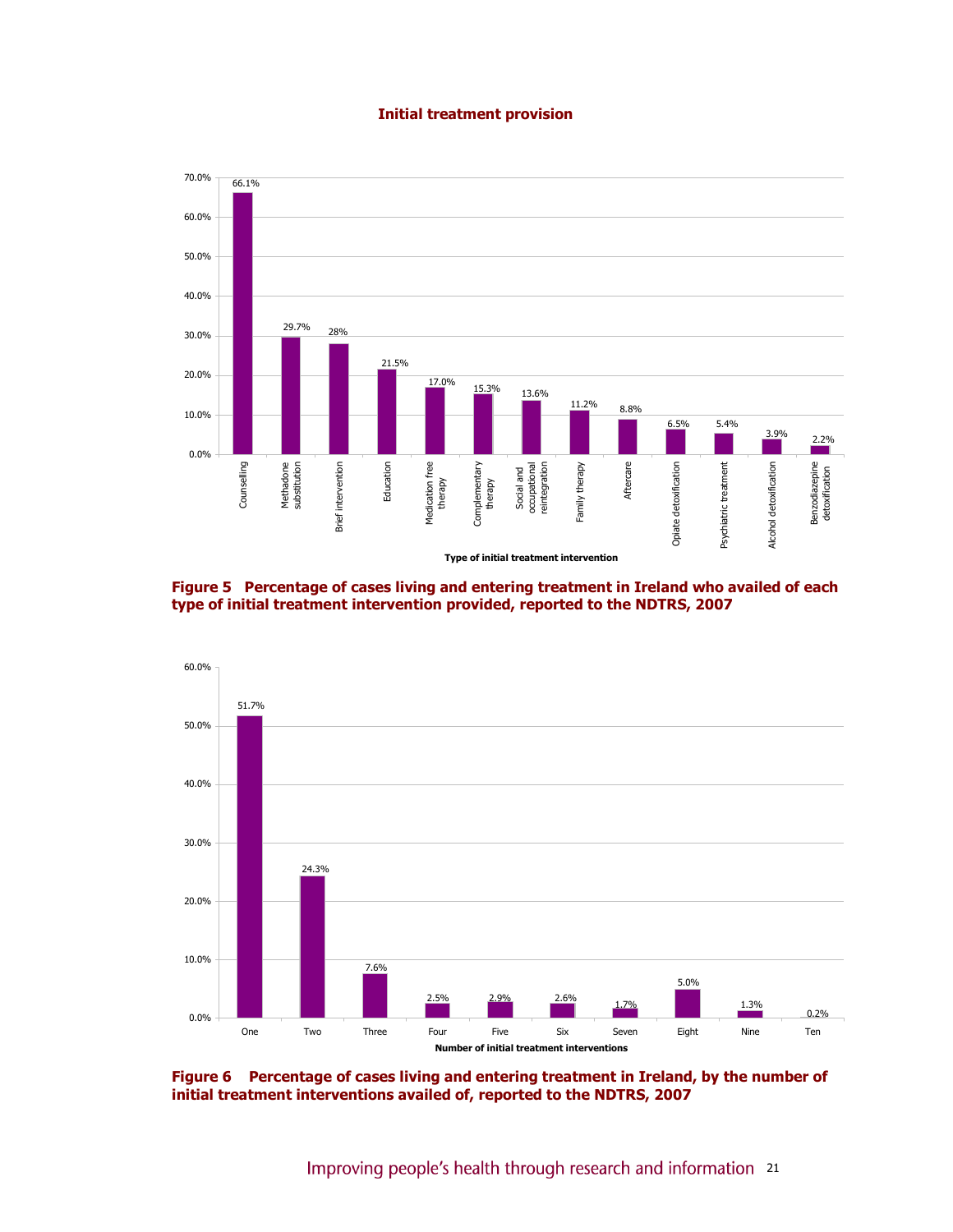## Initial treatment provision

**Figure 5 Percentage of cases living and entering treatment in Ireland who availed of each type of initial treatment intervention provided, reported to the NDTRS, 2007**

**Figure 6 Percentage of cases living and entering treatment in Ireland, by the number of initial treatment interventions availed of, reported to the NDTRS, 2007**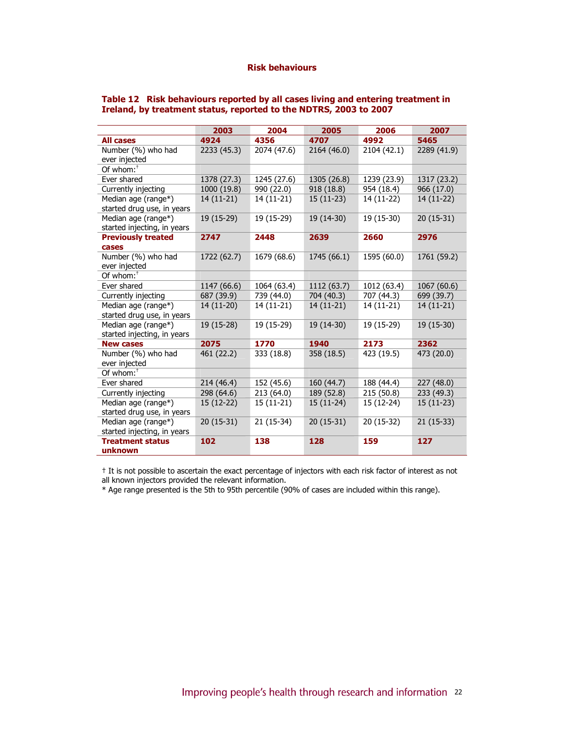## Risk behaviours

**Table 12 Risk behaviours reported by all cases living and entering treatment in Ireland, by treatment status, reported to the NDTRS, 2003 to 2007**

| | 2003 | 2004 | 2005 | 2006 | 2007 |
|---|---|---|---|---|---|
| **All cases** | **4924** | **4356** | **4707** | **4992** | **5465** |
| Number (%) who had ever injected | 2233 (45.3) | 2074 (47.6) | 2164 (46.0) | 2104 (42.1) | 2289 (41.9) |
| Of whom:† | | | | | |
| Ever shared | 1378 (27.3) | 1245 (27.6) | 1305 (26.8) | 1239 (23.9) | 1317 (23.2) |
| Currently injecting | 1000 (19.8) | 990 (22.0) | 918 (18.8) | 954 (18.4) | 966 (17.0) |
| Median age (range*) started drug use, in years | 14 (11-21) | 14 (11-21) | 15 (11-23) | 14 (11-22) | 14 (11-22) |
| Median age (range*) started injecting, in years | 19 (15-29) | 19 (15-29) | 19 (14-30) | 19 (15-30) | 20 (15-31) |
| **Previously treated cases** | **2747** | **2448** | **2639** | **2660** | **2976** |
| Number (%) who had ever injected | 1722 (62.7) | 1679 (68.6) | 1745 (66.1) | 1595 (60.0) | 1761 (59.2) |
| Of whom:† | | | | | |
| Ever shared | 1147 (66.6) | 1064 (63.4) | 1112 (63.7) | 1012 (63.4) | 1067 (60.6) |
| Currently injecting | 687 (39.9) | 739 (44.0) | 704 (40.3) | 707 (44.3) | 699 (39.7) |
| Median age (range*) started drug use, in years | 14 (11-20) | 14 (11-21) | 14 (11-21) | 14 (11-21) | 14 (11-21) |
| Median age (range*) started injecting, in years | 19 (15-28) | 19 (15-29) | 19 (14-30) | 19 (15-29) | 19 (15-30) |
| **New cases** | **2075** | **1770** | **1940** | **2173** | **2362** |
| Number (%) who had ever injected | 461 (22.2) | 333 (18.8) | 358 (18.5) | 423 (19.5) | 473 (20.0) |
| Of whom:† | | | | | |
| Ever shared | 214 (46.4) | 152 (45.6) | 160 (44.7) | 188 (44.4) | 227 (48.0) |
| Currently injecting | 298 (64.6) | 213 (64.0) | 189 (52.8) | 215 (50.8) | 233 (49.3) |
| Median age (range*) started drug use, in years | 15 (12-22) | 15 (11-21) | 15 (11-24) | 15 (12-24) | 15 (11-23) |
| Median age (range*) started injecting, in years | 20 (15-31) | 21 (15-34) | 20 (15-31) | 20 (15-32) | 21 (15-33) |
| **Treatment status unknown** | **102** | **138** | **128** | **159** | **127** |

† It is not possible to ascertain the exact percentage of injectors with each risk factor of interest as not all known injectors provided the relevant information.
* Age range presented is the 5th to 95th percentile (90% of cases are included within this range).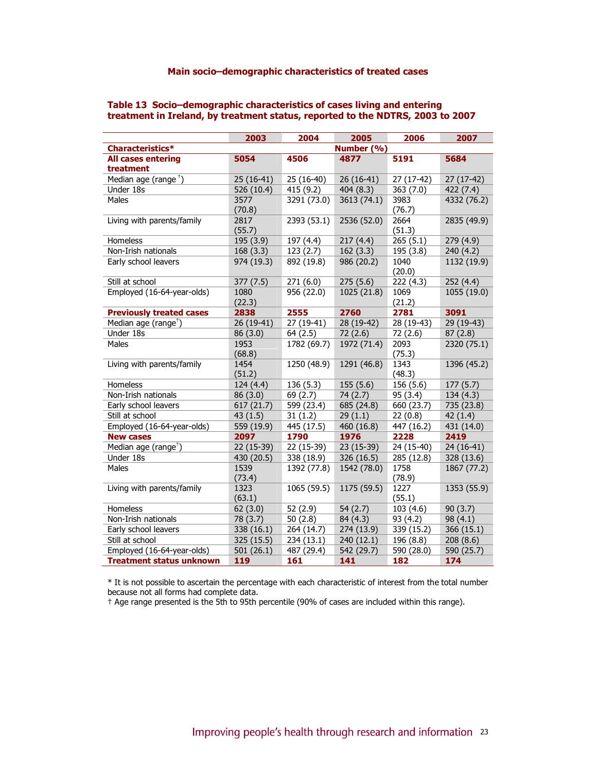## Main socio–demographic characteristics of treated cases

**Table 13 Socio–demographic characteristics of cases living and entering treatment in Ireland, by treatment status, reported to the NDTRS, 2003 to 2007**

| | 2003 | 2004 | 2005 | 2006 | 2007 |
|---|---|---|---|---|---|
| **Characteristics*** | | | Number (%) | | |
| **All cases entering treatment** | **5054** | **4506** | **4877** | **5191** | **5684** |
| Median age (range †) | 25 (16-41) | 25 (16-40) | 26 (16-41) | 27 (17-42) | 27 (17-42) |
| Under 18s | 526 (10.4) | 415 (9.2) | 404 (8.3) | 363 (7.0) | 422 (7.4) |
| Males | 3577 (70.8) | 3291 (73.0) | 3613 (74.1) | 3983 (76.7) | 4332 (76.2) |
| Living with parents/family | 2817 (55.7) | 2393 (53.1) | 2536 (52.0) | 2664 (51.3) | 2835 (49.9) |
| Homeless | 195 (3.9) | 197 (4.4) | 217 (4.4) | 265 (5.1) | 279 (4.9) |
| Non-Irish nationals | 168 (3.3) | 123 (2.7) | 162 (3.3) | 195 (3.8) | 240 (4.2) |
| Early school leavers | 974 (19.3) | 892 (19.8) | 986 (20.2) | 1040 (20.0) | 1132 (19.9) |
| Still at school | 377 (7.5) | 271 (6.0) | 275 (5.6) | 222 (4.3) | 252 (4.4) |
| Employed (16-64-year-olds) | 1080 (22.3) | 956 (22.0) | 1025 (21.8) | 1069 (21.2) | 1055 (19.0) |
| **Previously treated cases** | **2838** | **2555** | **2760** | **2781** | **3091** |
| Median age (range†) | 26 (19-41) | 27 (19-41) | 28 (19-42) | 28 (19-43) | 29 (19-43) |
| Under 18s | 86 (3.0) | 64 (2.5) | 72 (2.6) | 72 (2.6) | 87 (2.8) |
| Males | 1953 (68.8) | 1782 (69.7) | 1972 (71.4) | 2093 (75.3) | 2320 (75.1) |
| Living with parents/family | 1454 (51.2) | 1250 (48.9) | 1291 (46.8) | 1343 (48.3) | 1396 (45.2) |
| Homeless | 124 (4.4) | 136 (5.3) | 155 (5.6) | 156 (5.6) | 177 (5.7) |
| Non-Irish nationals | 86 (3.0) | 69 (2.7) | 74 (2.7) | 95 (3.4) | 134 (4.3) |
| Early school leavers | 617 (21.7) | 599 (23.4) | 685 (24.8) | 660 (23.7) | 735 (23.8) |
| Still at school | 43 (1.5) | 31 (1.2) | 29 (1.1) | 22 (0.8) | 42 (1.4) |
| Employed (16-64-year-olds) | 559 (19.9) | 445 (17.5) | 460 (16.8) | 447 (16.2) | 431 (14.0) |
| **New cases** | **2097** | **1790** | **1976** | **2228** | **2419** |
| Median age (range†) | 22 (15-39) | 22 (15-39) | 23 (15-39) | 24 (15-40) | 24 (16-41) |
| Under 18s | 430 (20.5) | 338 (18.9) | 326 (16.5) | 285 (12.8) | 328 (13.6) |
| Males | 1539 (73.4) | 1392 (77.8) | 1542 (78.0) | 1758 (78.9) | 1867 (77.2) |
| Living with parents/family | 1323 (63.1) | 1065 (59.5) | 1175 (59.5) | 1227 (55.1) | 1353 (55.9) |
| Homeless | 62 (3.0) | 52 (2.9) | 54 (2.7) | 103 (4.6) | 90 (3.7) |
| Non-Irish nationals | 78 (3.7) | 50 (2.8) | 84 (4.3) | 93 (4.2) | 98 (4.1) |
| Early school leavers | 338 (16.1) | 264 (14.7) | 274 (13.9) | 339 (15.2) | 366 (15.1) |
| Still at school | 325 (15.5) | 234 (13.1) | 240 (12.1) | 196 (8.8) | 208 (8.6) |
| Employed (16-64-year-olds) | 501 (26.1) | 487 (29.4) | 542 (29.7) | 590 (28.0) | 590 (25.7) |
| **Treatment status unknown** | **119** | **161** | **141** | **182** | **174** |

* It is not possible to ascertain the percentage with each characteristic of interest from the total number because not all forms had complete data.
† Age range presented is the 5th to 95th percentile (90% of cases are included within this range).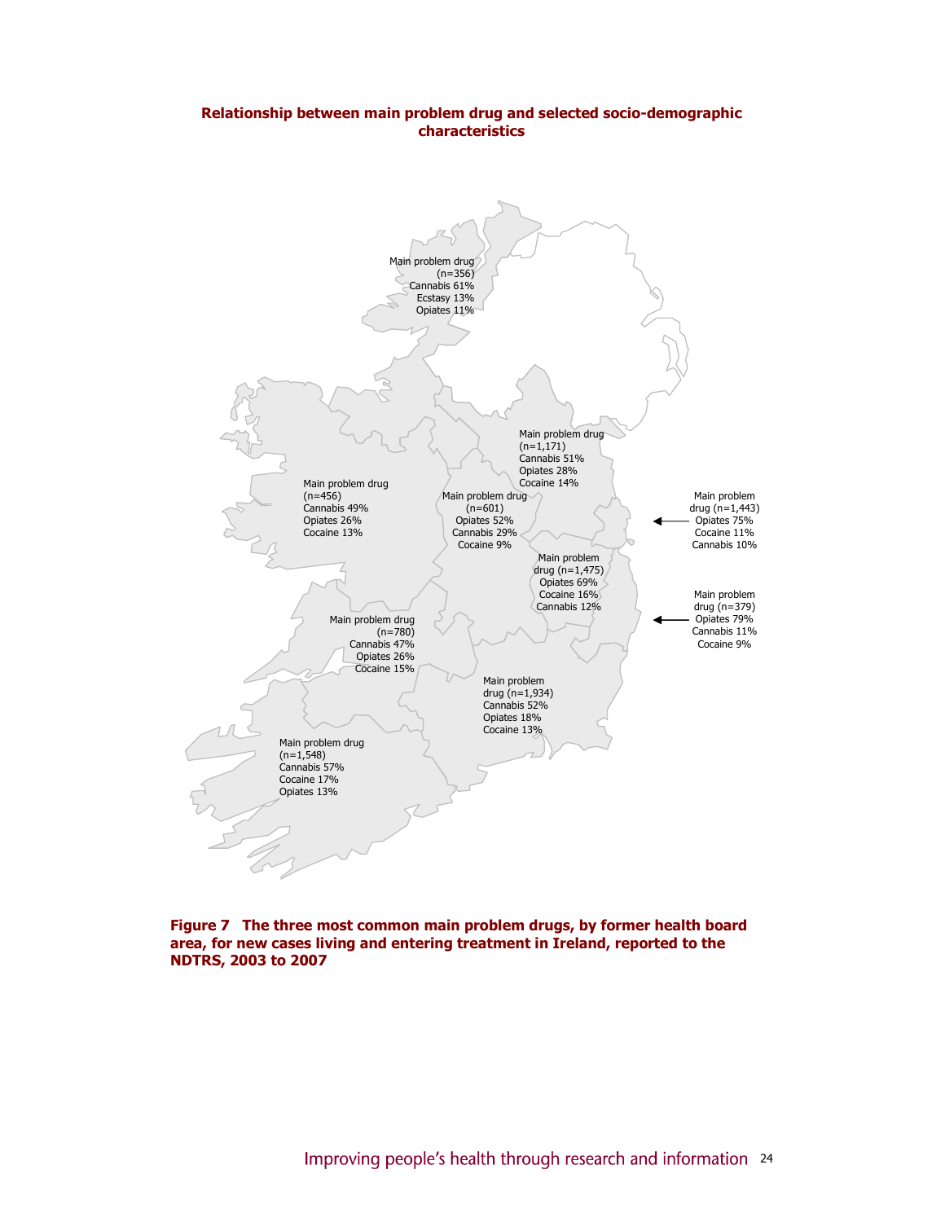## Relationship between main problem drug and selected socio-demographic characteristics

Main problem drug (n=356) Cannabis 61% Ecstasy 13% Opiates 11%

Main problem drug (n=1,171) Cannabis 51% Opiates 28% Cocaine 14%

Main problem drug (n=456) Cannabis 49% Opiates 26% Cocaine 13%

Main problem drug (n=601) Opiates 52% Cannabis 29% Cocaine 9%

Main problem drug (n=1,443) Opiates 75% Cocaine 11% Cannabis 10%

Main problem drug (n=1,475) Opiates 69% Cocaine 16% Cannabis 12%

Main problem drug (n=379) Opiates 79% Cannabis 11% Cocaine 9%

Main problem drug (n=780) Cannabis 47% Opiates 26% Cocaine 15%

Main problem drug (n=1,934) Cannabis 52% Opiates 18% Cocaine 13%

Main problem drug (n=1,548) Cannabis 57% Cocaine 17% Opiates 13%

**Figure 7 The three most common main problem drugs, by former health board area, for new cases living and entering treatment in Ireland, reported to the NDTRS, 2003 to 2007**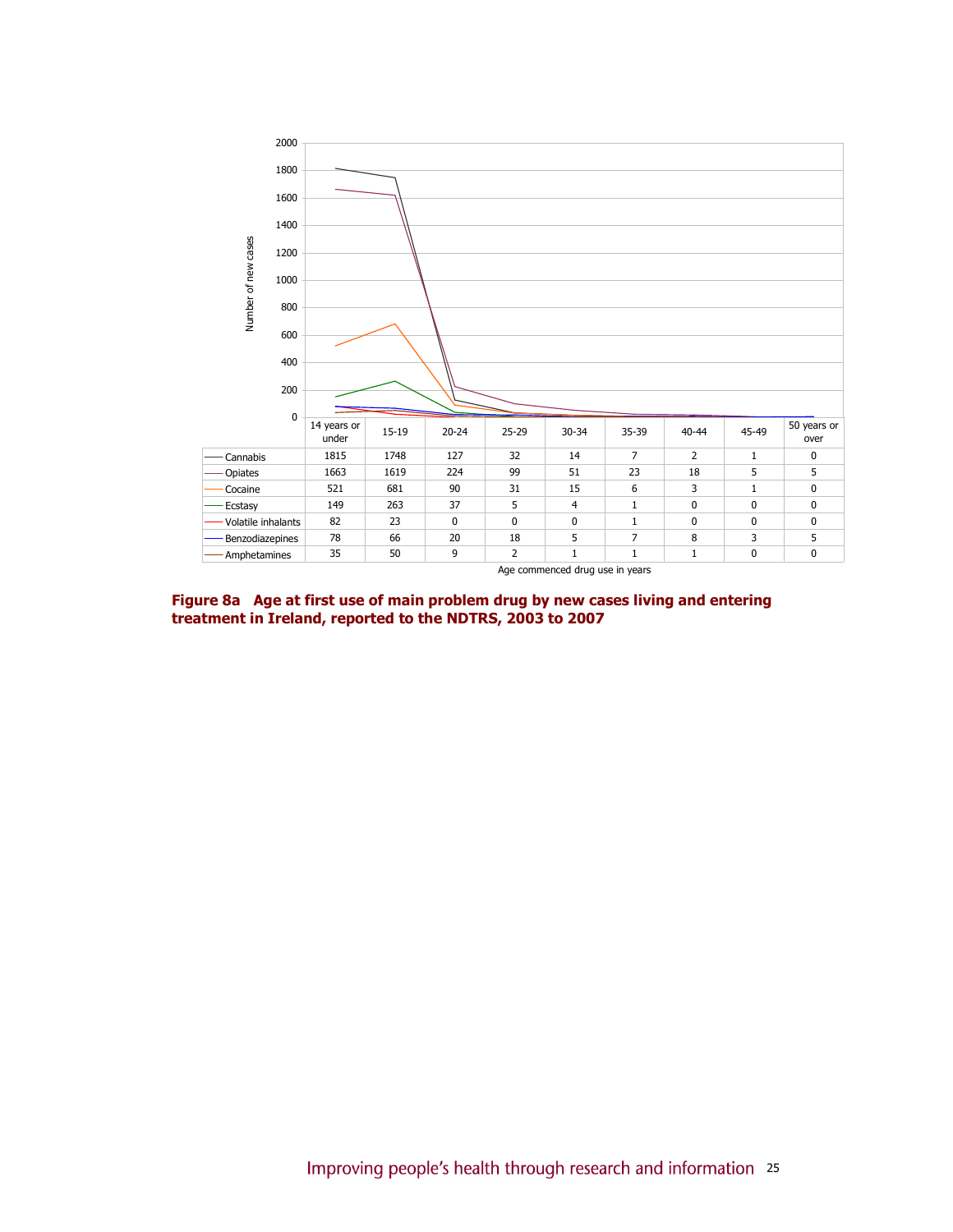| | 14 years or under | 15-19 | 20-24 | 25-29 | 30-34 | 35-39 | 40-44 | 45-49 | 50 years or over |
|---|---|---|---|---|---|---|---|---|---|
| Cannabis | 1815 | 1748 | 127 | 32 | 14 | 7 | 2 | 1 | 0 |
| Opiates | 1663 | 1619 | 224 | 99 | 51 | 23 | 18 | 5 | 5 |
| Cocaine | 521 | 681 | 90 | 31 | 15 | 6 | 3 | 1 | 0 |
| Ecstasy | 149 | 263 | 37 | 5 | 4 | 1 | 0 | 0 | 0 |
| Volatile inhalants | 82 | 23 | 0 | 0 | 0 | 1 | 0 | 0 | 0 |
| Benzodiazepines | 78 | 66 | 20 | 18 | 5 | 7 | 8 | 3 | 5 |
| Amphetamines | 35 | 50 | 9 | 2 | 1 | 1 | 1 | 0 | 0 |

Age commenced drug use in years

**Figure 8a Age at first use of main problem drug by new cases living and entering treatment in Ireland, reported to the NDTRS, 2003 to 2007**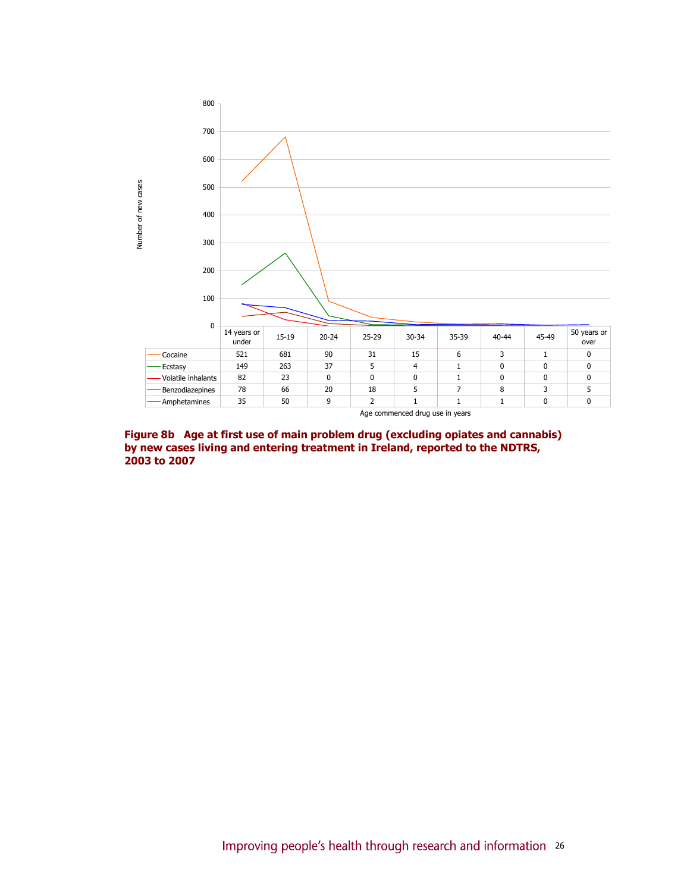| | 14 years or under | 15-19 | 20-24 | 25-29 | 30-34 | 35-39 | 40-44 | 45-49 | 50 years or over |
|---|---|---|---|---|---|---|---|---|---|
| Cocaine | 521 | 681 | 90 | 31 | 15 | 6 | 3 | 1 | 0 |
| Ecstasy | 149 | 263 | 37 | 5 | 4 | 1 | 0 | 0 | 0 |
| Volatile inhalants | 82 | 23 | 0 | 0 | 0 | 1 | 0 | 0 | 0 |
| Benzodiazepines | 78 | 66 | 20 | 18 | 5 | 7 | 8 | 3 | 5 |
| Amphetamines | 35 | 50 | 9 | 2 | 1 | 1 | 1 | 0 | 0 |

Age commenced drug use in years

**Figure 8b Age at first use of main problem drug (excluding opiates and cannabis) by new cases living and entering treatment in Ireland, reported to the NDTRS, 2003 to 2007**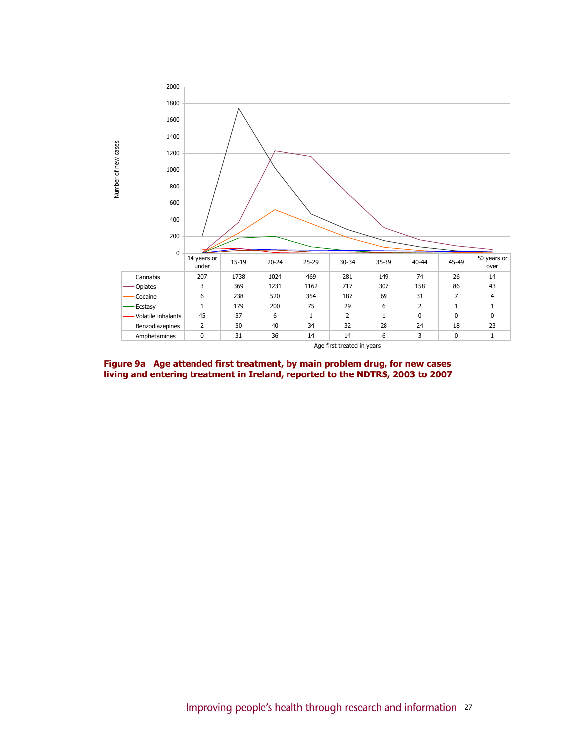| | 14 years or under | 15-19 | 20-24 | 25-29 | 30-34 | 35-39 | 40-44 | 45-49 | 50 years or over |
|---|---|---|---|---|---|---|---|---|---|
| Cannabis | 207 | 1738 | 1024 | 469 | 281 | 149 | 74 | 26 | 14 |
| Opiates | 3 | 369 | 1231 | 1162 | 717 | 307 | 158 | 86 | 43 |
| Cocaine | 6 | 238 | 520 | 354 | 187 | 69 | 31 | 7 | 4 |
| Ecstasy | 1 | 179 | 200 | 75 | 29 | 6 | 2 | 1 | 1 |
| Volatile inhalants | 45 | 57 | 6 | 1 | 2 | 1 | 0 | 0 | 0 |
| Benzodiazepines | 2 | 50 | 40 | 34 | 32 | 28 | 24 | 18 | 23 |
| Amphetamines | 0 | 31 | 36 | 14 | 14 | 6 | 3 | 0 | 1 |

Age first treated in years

Number of new cases

**Figure 9a Age attended first treatment, by main problem drug, for new cases living and entering treatment in Ireland, reported to the NDTRS, 2003 to 2007**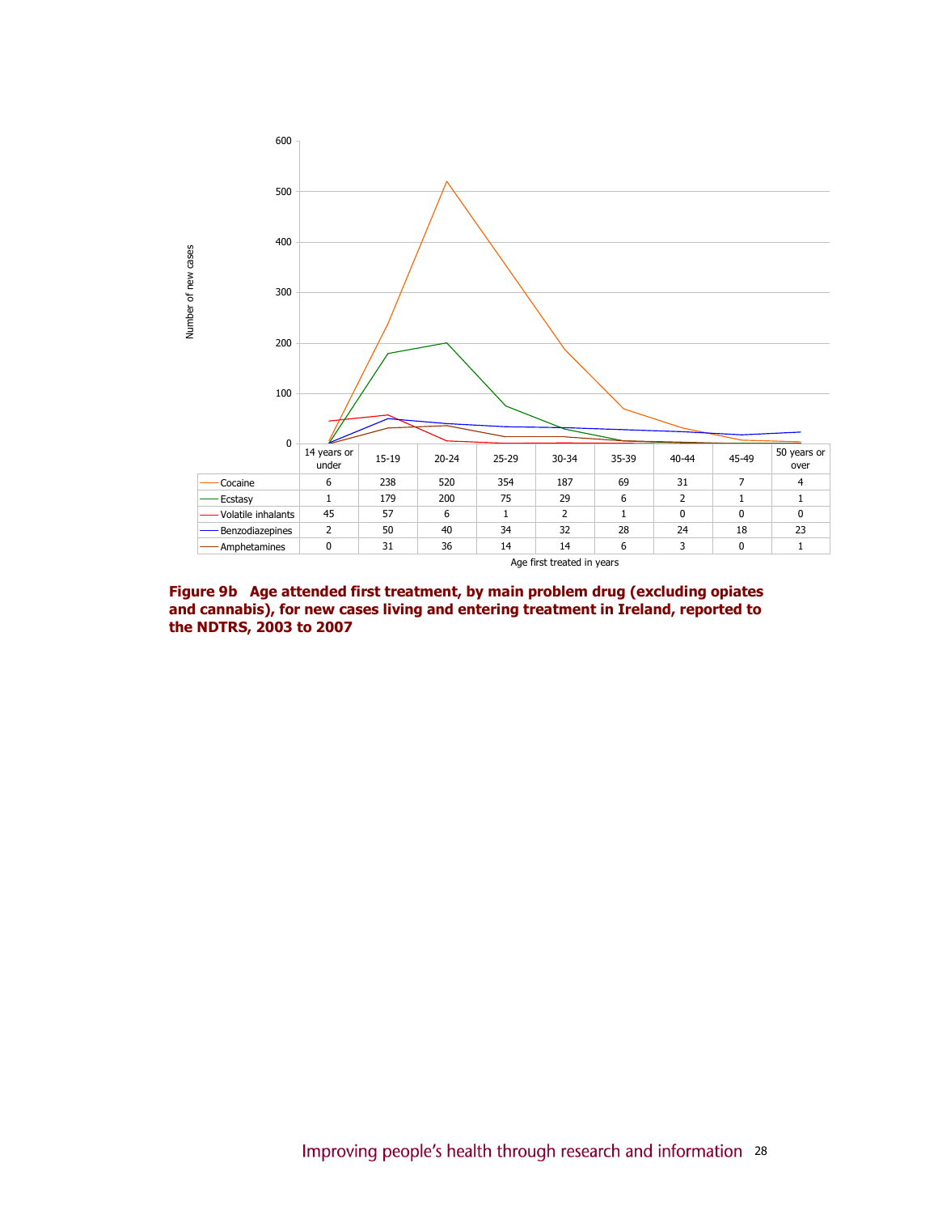| | 14 years or under | 15-19 | 20-24 | 25-29 | 30-34 | 35-39 | 40-44 | 45-49 | 50 years or over |
|---|---|---|---|---|---|---|---|---|---|
| Cocaine | 6 | 238 | 520 | 354 | 187 | 69 | 31 | 7 | 4 |
| Ecstasy | 1 | 179 | 200 | 75 | 29 | 6 | 2 | 1 | 1 |
| Volatile inhalants | 45 | 57 | 6 | 1 | 2 | 1 | 0 | 0 | 0 |
| Benzodiazepines | 2 | 50 | 40 | 34 | 32 | 28 | 24 | 18 | 23 |
| Amphetamines | 0 | 31 | 36 | 14 | 14 | 6 | 3 | 0 | 1 |

Age first treated in years

**Figure 9b Age attended first treatment, by main problem drug (excluding opiates and cannabis), for new cases living and entering treatment in Ireland, reported to the NDTRS, 2003 to 2007**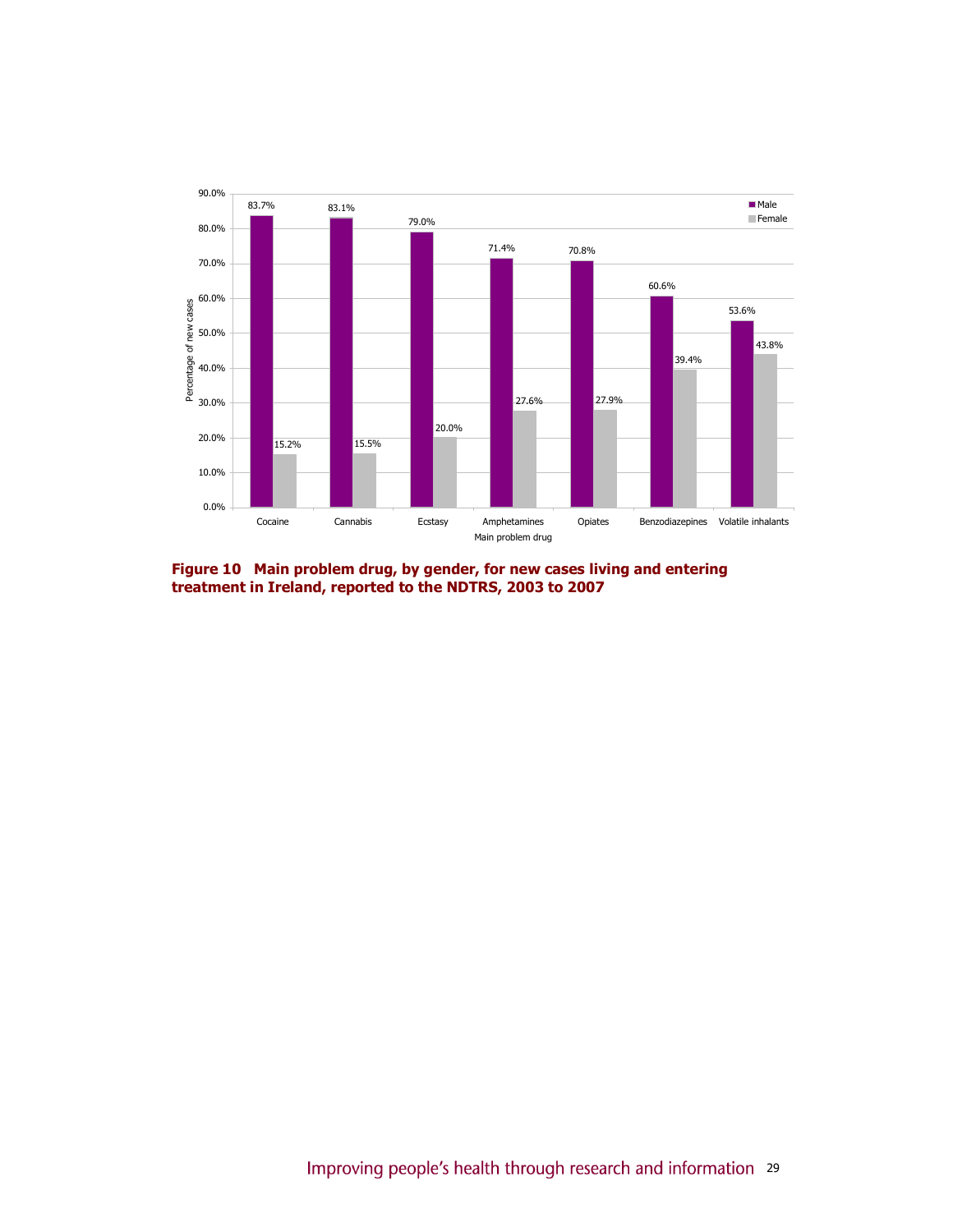| Main problem drug | Male | Female |
| --- | --- | --- |
| Cocaine | 83.7% | 15.2% |
| Cannabis | 83.1% | 15.5% |
| Ecstasy | 79.0% | 20.0% |
| Amphetamines | 71.4% | 27.6% |
| Opiates | 70.8% | 27.9% |
| Benzodiazepines | 60.6% | 39.4% |
| Volatile inhalants | 53.6% | 43.8% |

**Figure 10 Main problem drug, by gender, for new cases living and entering treatment in Ireland, reported to the NDTRS, 2003 to 2007**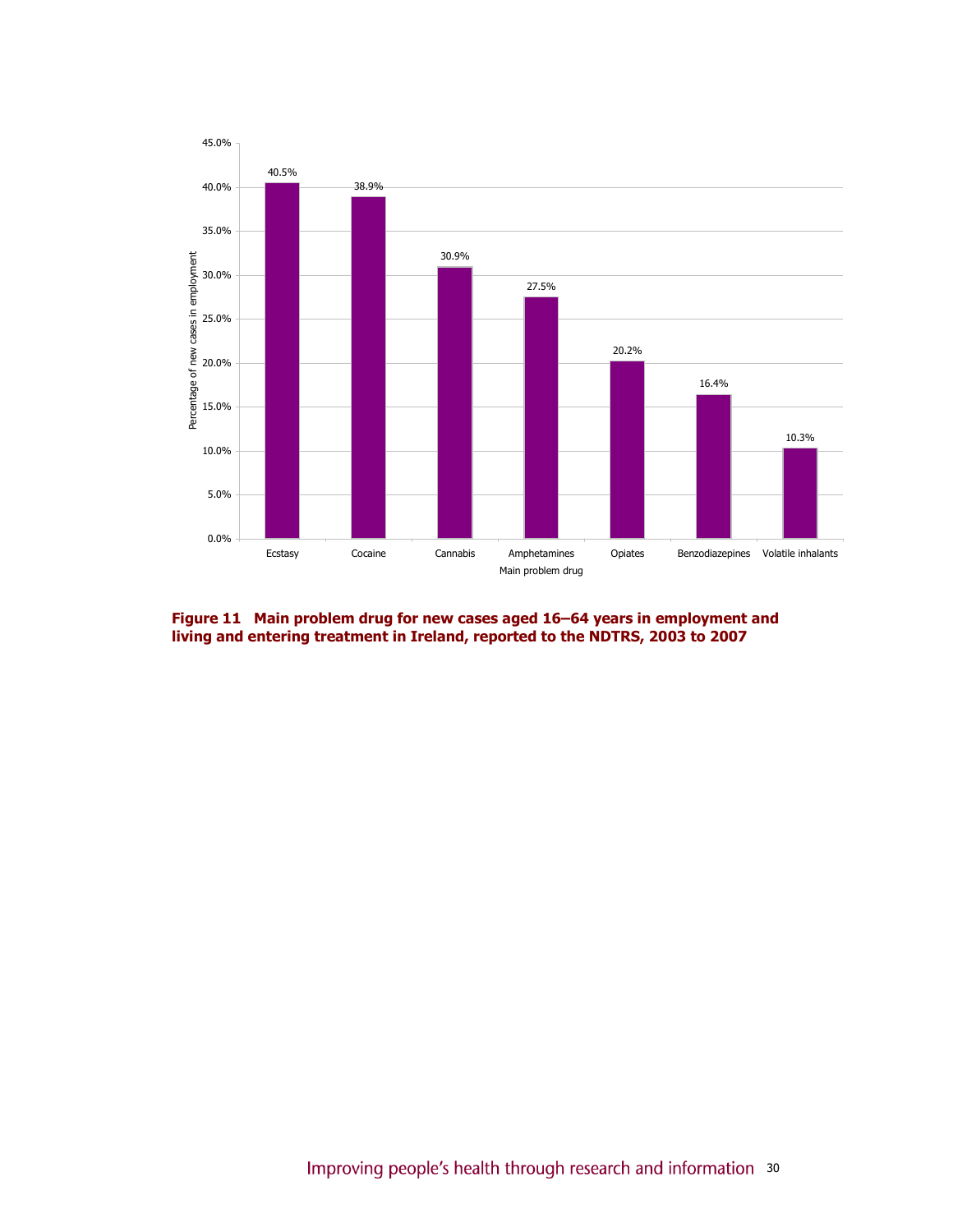| Main problem drug | Percentage of new cases in employment |
|---|---|
| Ecstasy | 40.5% |
| Cocaine | 38.9% |
| Cannabis | 30.9% |
| Amphetamines | 27.5% |
| Opiates | 20.2% |
| Benzodiazepines | 16.4% |
| Volatile inhalants | 10.3% |

**Figure 11 Main problem drug for new cases aged 16–64 years in employment and living and entering treatment in Ireland, reported to the NDTRS, 2003 to 2007**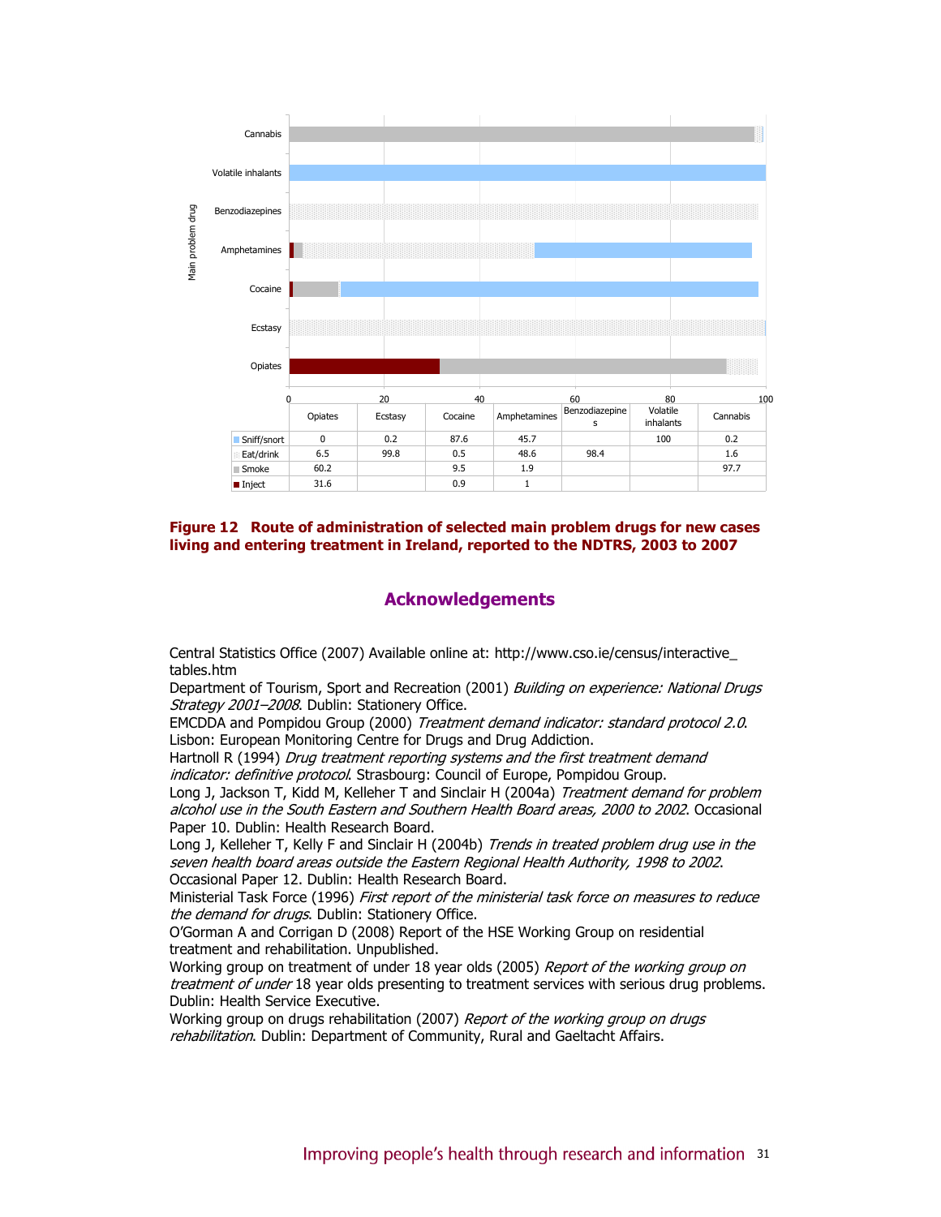| | Opiates | Ecstasy | Cocaine | Amphetamines | Benzodiazepines | Volatile inhalants | Cannabis |
|---|---|---|---|---|---|---|---|
| Sniff/snort | 0 | 0.2 | 87.6 | 45.7 | | 100 | 0.2 |
| Eat/drink | 6.5 | 99.8 | 0.5 | 48.6 | 98.4 | | 1.6 |
| Smoke | 60.2 | | 9.5 | 1.9 | | | 97.7 |
| Inject | 31.6 | | 0.9 | 1 | | | |

**Figure 12 Route of administration of selected main problem drugs for new cases living and entering treatment in Ireland, reported to the NDTRS, 2003 to 2007**

## Acknowledgements

Central Statistics Office (2007) Available online at: http://www.cso.ie/census/interactive_tables.htm

Department of Tourism, Sport and Recreation (2001) *Building on experience: National Drugs Strategy 2001–2008*. Dublin: Stationery Office.

EMCDDA and Pompidou Group (2000) *Treatment demand indicator: standard protocol 2.0*. Lisbon: European Monitoring Centre for Drugs and Drug Addiction.

Hartnoll R (1994) *Drug treatment reporting systems and the first treatment demand indicator: definitive protocol*. Strasbourg: Council of Europe, Pompidou Group.

Long J, Jackson T, Kidd M, Kelleher T and Sinclair H (2004a) *Treatment demand for problem alcohol use in the South Eastern and Southern Health Board areas, 2000 to 2002*. Occasional Paper 10. Dublin: Health Research Board.

Long J, Kelleher T, Kelly F and Sinclair H (2004b) *Trends in treated problem drug use in the seven health board areas outside the Eastern Regional Health Authority, 1998 to 2002*. Occasional Paper 12. Dublin: Health Research Board.

Ministerial Task Force (1996) *First report of the ministerial task force on measures to reduce the demand for drugs*. Dublin: Stationery Office.

O'Gorman A and Corrigan D (2008) Report of the HSE Working Group on residential treatment and rehabilitation. Unpublished.

Working group on treatment of under 18 year olds (2005) *Report of the working group on treatment of under* 18 year olds presenting to treatment services with serious drug problems. Dublin: Health Service Executive.

Working group on drugs rehabilitation (2007) *Report of the working group on drugs rehabilitation*. Dublin: Department of Community, Rural and Gaeltacht Affairs.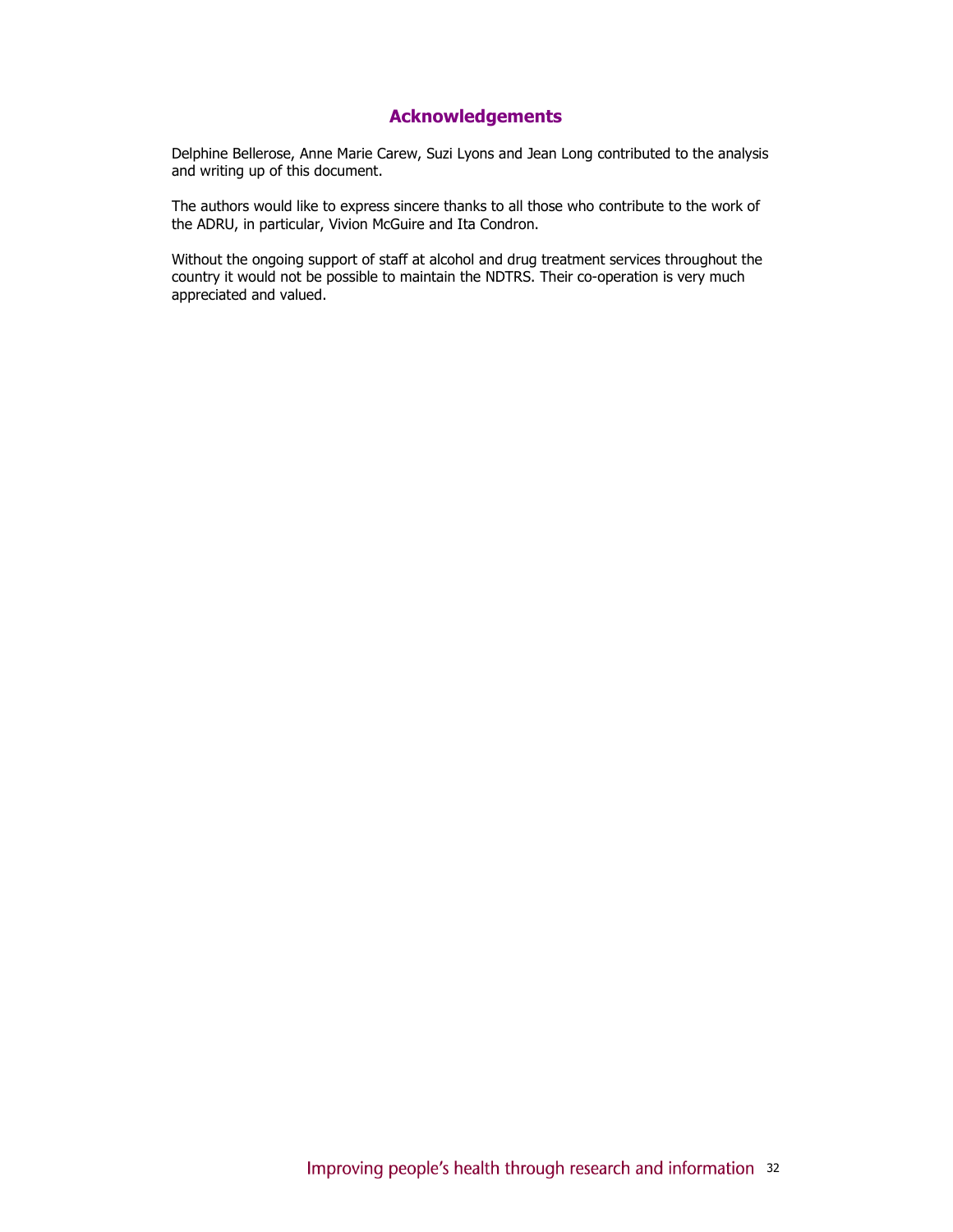# Acknowledgements

Delphine Bellerose, Anne Marie Carew, Suzi Lyons and Jean Long contributed to the analysis and writing up of this document.

The authors would like to express sincere thanks to all those who contribute to the work of the ADRU, in particular, Vivion McGuire and Ita Condron.

Without the ongoing support of staff at alcohol and drug treatment services throughout the country it would not be possible to maintain the NDTRS. Their co-operation is very much appreciated and valued.